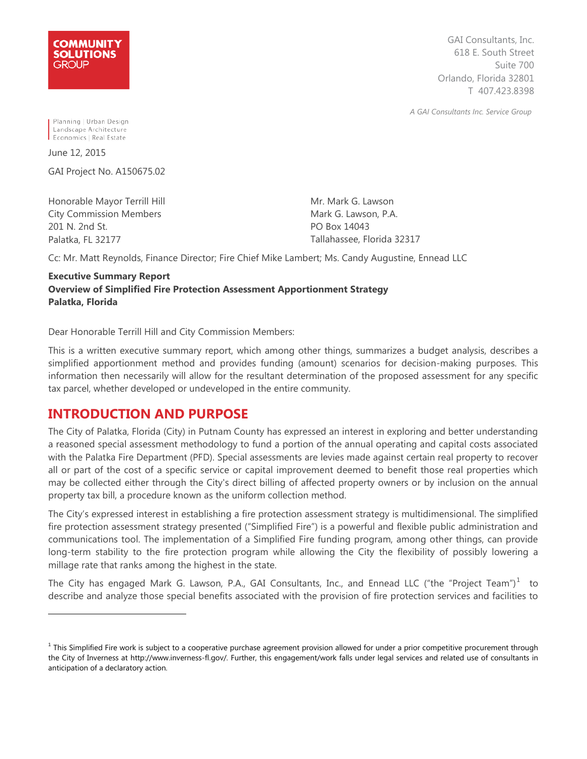COMMUNITY SOLUTIONS GROUP

GAI Consultants, Inc.
618 E. South Street
Suite 700
Orlando, Florida 32801
T 407.423.8398

*A GAI Consultants Inc. Service Group*

Planning | Urban Design
Landscape Architecture
Economics | Real Estate

June 12, 2015

GAI Project No. A150675.02

Honorable Mayor Terrill Hill
City Commission Members
201 N. 2nd St.
Palatka, FL 32177

Mr. Mark G. Lawson
Mark G. Lawson, P.A.
PO Box 14043
Tallahassee, Florida 32317

Cc: Mr. Matt Reynolds, Finance Director; Fire Chief Mike Lambert; Ms. Candy Augustine, Ennead LLC

**Executive Summary Report**
**Overview of Simplified Fire Protection Assessment Apportionment Strategy**
**Palatka, Florida**

Dear Honorable Terrill Hill and City Commission Members:

This is a written executive summary report, which among other things, summarizes a budget analysis, describes a simplified apportionment method and provides funding (amount) scenarios for decision-making purposes. This information then necessarily will allow for the resultant determination of the proposed assessment for any specific tax parcel, whether developed or undeveloped in the entire community.

## INTRODUCTION AND PURPOSE

The City of Palatka, Florida (City) in Putnam County has expressed an interest in exploring and better understanding a reasoned special assessment methodology to fund a portion of the annual operating and capital costs associated with the Palatka Fire Department (PFD). Special assessments are levies made against certain real property to recover all or part of the cost of a specific service or capital improvement deemed to benefit those real properties which may be collected either through the City's direct billing of affected property owners or by inclusion on the annual property tax bill, a procedure known as the uniform collection method.

The City's expressed interest in establishing a fire protection assessment strategy is multidimensional. The simplified fire protection assessment strategy presented ("Simplified Fire") is a powerful and flexible public administration and communications tool. The implementation of a Simplified Fire funding program, among other things, can provide long-term stability to the fire protection program while allowing the City the flexibility of possibly lowering a millage rate that ranks among the highest in the state.

The City has engaged Mark G. Lawson, P.A., GAI Consultants, Inc., and Ennead LLC ("the "Project Team")[1] to describe and analyze those special benefits associated with the provision of fire protection services and facilities to

[1] This Simplified Fire work is subject to a cooperative purchase agreement provision allowed for under a prior competitive procurement through the City of Inverness at http://www.inverness-fl.gov/. Further, this engagement/work falls under legal services and related use of consultants in anticipation of a declaratory action.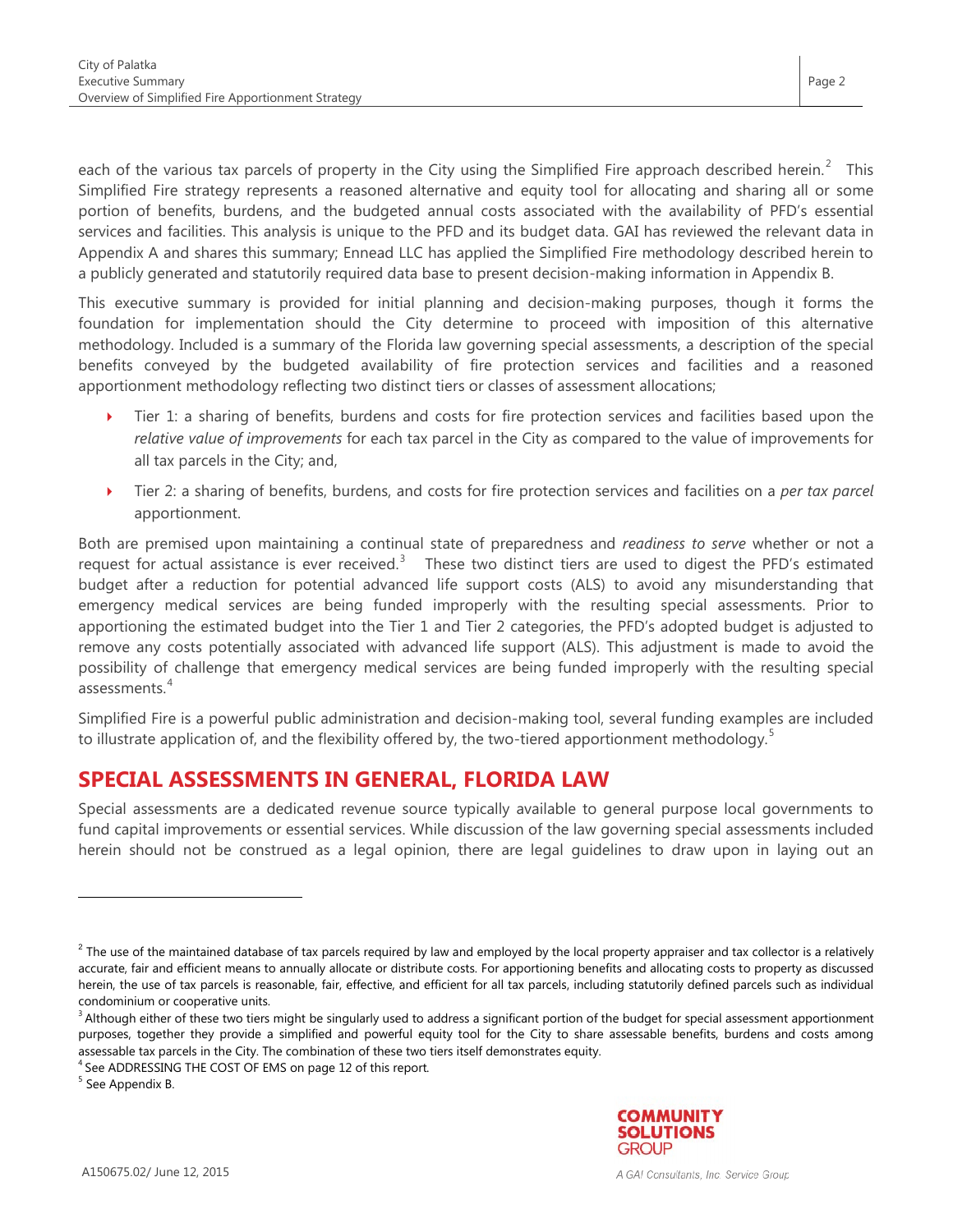each of the various tax parcels of property in the City using the Simplified Fire approach described herein.[2] This Simplified Fire strategy represents a reasoned alternative and equity tool for allocating and sharing all or some portion of benefits, burdens, and the budgeted annual costs associated with the availability of PFD's essential services and facilities. This analysis is unique to the PFD and its budget data. GAI has reviewed the relevant data in Appendix A and shares this summary; Ennead LLC has applied the Simplified Fire methodology described herein to a publicly generated and statutorily required data base to present decision-making information in Appendix B.

This executive summary is provided for initial planning and decision-making purposes, though it forms the foundation for implementation should the City determine to proceed with imposition of this alternative methodology. Included is a summary of the Florida law governing special assessments, a description of the special benefits conveyed by the budgeted availability of fire protection services and facilities and a reasoned apportionment methodology reflecting two distinct tiers or classes of assessment allocations;

- Tier 1: a sharing of benefits, burdens and costs for fire protection services and facilities based upon the *relative value of improvements* for each tax parcel in the City as compared to the value of improvements for all tax parcels in the City; and,
- Tier 2: a sharing of benefits, burdens, and costs for fire protection services and facilities on a *per tax parcel* apportionment.

Both are premised upon maintaining a continual state of preparedness and *readiness to serve* whether or not a request for actual assistance is ever received.[3] These two distinct tiers are used to digest the PFD's estimated budget after a reduction for potential advanced life support costs (ALS) to avoid any misunderstanding that emergency medical services are being funded improperly with the resulting special assessments. Prior to apportioning the estimated budget into the Tier 1 and Tier 2 categories, the PFD's adopted budget is adjusted to remove any costs potentially associated with advanced life support (ALS). This adjustment is made to avoid the possibility of challenge that emergency medical services are being funded improperly with the resulting special assessments.[4]

Simplified Fire is a powerful public administration and decision-making tool, several funding examples are included to illustrate application of, and the flexibility offered by, the two-tiered apportionment methodology.[5]

## SPECIAL ASSESSMENTS IN GENERAL, FLORIDA LAW

Special assessments are a dedicated revenue source typically available to general purpose local governments to fund capital improvements or essential services. While discussion of the law governing special assessments included herein should not be construed as a legal opinion, there are legal guidelines to draw upon in laying out an

---

[2] The use of the maintained database of tax parcels required by law and employed by the local property appraiser and tax collector is a relatively accurate, fair and efficient means to annually allocate or distribute costs. For apportioning benefits and allocating costs to property as discussed herein, the use of tax parcels is reasonable, fair, effective, and efficient for all tax parcels, including statutorily defined parcels such as individual condominium or cooperative units.

[3] Although either of these two tiers might be singularly used to address a significant portion of the budget for special assessment apportionment purposes, together they provide a simplified and powerful equity tool for the City to share assessable benefits, burdens and costs among assessable tax parcels in the City. The combination of these two tiers itself demonstrates equity.

[4] See ADDRESSING THE COST OF EMS on page 12 of this report.

[5] See Appendix B.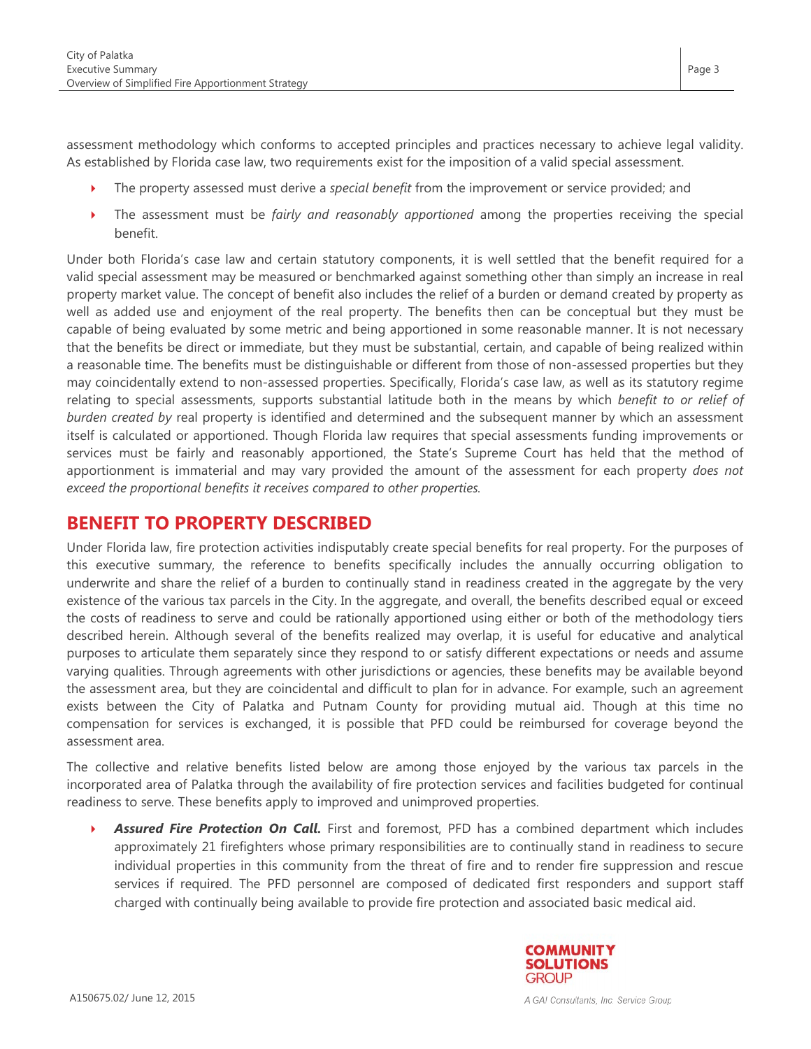assessment methodology which conforms to accepted principles and practices necessary to achieve legal validity. As established by Florida case law, two requirements exist for the imposition of a valid special assessment.

- The property assessed must derive a *special benefit* from the improvement or service provided; and
- The assessment must be *fairly and reasonably apportioned* among the properties receiving the special benefit.

Under both Florida's case law and certain statutory components, it is well settled that the benefit required for a valid special assessment may be measured or benchmarked against something other than simply an increase in real property market value. The concept of benefit also includes the relief of a burden or demand created by property as well as added use and enjoyment of the real property. The benefits then can be conceptual but they must be capable of being evaluated by some metric and being apportioned in some reasonable manner. It is not necessary that the benefits be direct or immediate, but they must be substantial, certain, and capable of being realized within a reasonable time. The benefits must be distinguishable or different from those of non-assessed properties but they may coincidentally extend to non-assessed properties. Specifically, Florida's case law, as well as its statutory regime relating to special assessments, supports substantial latitude both in the means by which *benefit to or relief of burden created by* real property is identified and determined and the subsequent manner by which an assessment itself is calculated or apportioned. Though Florida law requires that special assessments funding improvements or services must be fairly and reasonably apportioned, the State's Supreme Court has held that the method of apportionment is immaterial and may vary provided the amount of the assessment for each property *does not exceed the proportional benefits it receives compared to other properties.*

## BENEFIT TO PROPERTY DESCRIBED

Under Florida law, fire protection activities indisputably create special benefits for real property. For the purposes of this executive summary, the reference to benefits specifically includes the annually occurring obligation to underwrite and share the relief of a burden to continually stand in readiness created in the aggregate by the very existence of the various tax parcels in the City. In the aggregate, and overall, the benefits described equal or exceed the costs of readiness to serve and could be rationally apportioned using either or both of the methodology tiers described herein. Although several of the benefits realized may overlap, it is useful for educative and analytical purposes to articulate them separately since they respond to or satisfy different expectations or needs and assume varying qualities. Through agreements with other jurisdictions or agencies, these benefits may be available beyond the assessment area, but they are coincidental and difficult to plan for in advance. For example, such an agreement exists between the City of Palatka and Putnam County for providing mutual aid. Though at this time no compensation for services is exchanged, it is possible that PFD could be reimbursed for coverage beyond the assessment area.

The collective and relative benefits listed below are among those enjoyed by the various tax parcels in the incorporated area of Palatka through the availability of fire protection services and facilities budgeted for continual readiness to serve. These benefits apply to improved and unimproved properties.

- ***Assured Fire Protection On Call.*** First and foremost, PFD has a combined department which includes approximately 21 firefighters whose primary responsibilities are to continually stand in readiness to secure individual properties in this community from the threat of fire and to render fire suppression and rescue services if required. The PFD personnel are composed of dedicated first responders and support staff charged with continually being available to provide fire protection and associated basic medical aid.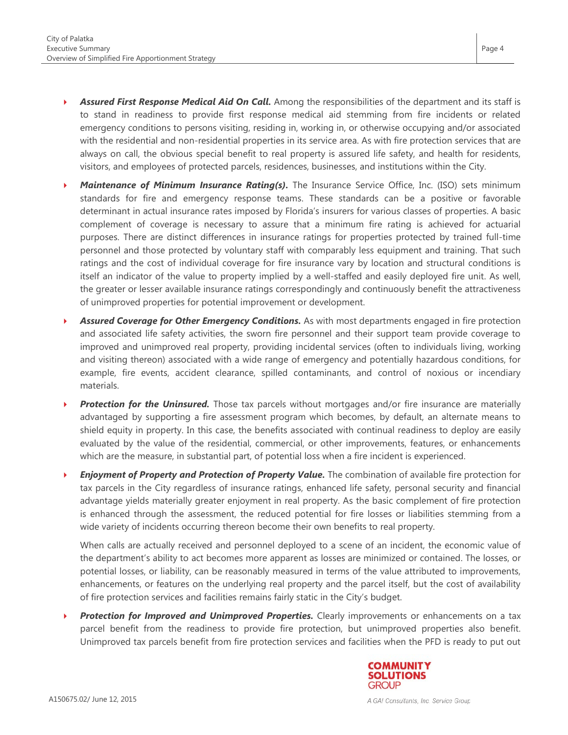- ***Assured First Response Medical Aid On Call.*** Among the responsibilities of the department and its staff is to stand in readiness to provide first response medical aid stemming from fire incidents or related emergency conditions to persons visiting, residing in, working in, or otherwise occupying and/or associated with the residential and non-residential properties in its service area. As with fire protection services that are always on call, the obvious special benefit to real property is assured life safety, and health for residents, visitors, and employees of protected parcels, residences, businesses, and institutions within the City.

- ***Maintenance of Minimum Insurance Rating(s)*.** The Insurance Service Office, Inc. (ISO) sets minimum standards for fire and emergency response teams. These standards can be a positive or favorable determinant in actual insurance rates imposed by Florida's insurers for various classes of properties. A basic complement of coverage is necessary to assure that a minimum fire rating is achieved for actuarial purposes. There are distinct differences in insurance ratings for properties protected by trained full-time personnel and those protected by voluntary staff with comparably less equipment and training. That such ratings and the cost of individual coverage for fire insurance vary by location and structural conditions is itself an indicator of the value to property implied by a well-staffed and easily deployed fire unit. As well, the greater or lesser available insurance ratings correspondingly and continuously benefit the attractiveness of unimproved properties for potential improvement or development.

- ***Assured Coverage for Other Emergency Conditions.*** As with most departments engaged in fire protection and associated life safety activities, the sworn fire personnel and their support team provide coverage to improved and unimproved real property, providing incidental services (often to individuals living, working and visiting thereon) associated with a wide range of emergency and potentially hazardous conditions, for example, fire events, accident clearance, spilled contaminants, and control of noxious or incendiary materials.

- ***Protection for the Uninsured.*** Those tax parcels without mortgages and/or fire insurance are materially advantaged by supporting a fire assessment program which becomes, by default, an alternate means to shield equity in property. In this case, the benefits associated with continual readiness to deploy are easily evaluated by the value of the residential, commercial, or other improvements, features, or enhancements which are the measure, in substantial part, of potential loss when a fire incident is experienced.

- ***Enjoyment of Property and Protection of Property Value.*** The combination of available fire protection for tax parcels in the City regardless of insurance ratings, enhanced life safety, personal security and financial advantage yields materially greater enjoyment in real property. As the basic complement of fire protection is enhanced through the assessment, the reduced potential for fire losses or liabilities stemming from a wide variety of incidents occurring thereon become their own benefits to real property.

  When calls are actually received and personnel deployed to a scene of an incident, the economic value of the department's ability to act becomes more apparent as losses are minimized or contained. The losses, or potential losses, or liability, can be reasonably measured in terms of the value attributed to improvements, enhancements, or features on the underlying real property and the parcel itself, but the cost of availability of fire protection services and facilities remains fairly static in the City's budget.

- ***Protection for Improved and Unimproved Properties.*** Clearly improvements or enhancements on a tax parcel benefit from the readiness to provide fire protection, but unimproved properties also benefit. Unimproved tax parcels benefit from fire protection services and facilities when the PFD is ready to put out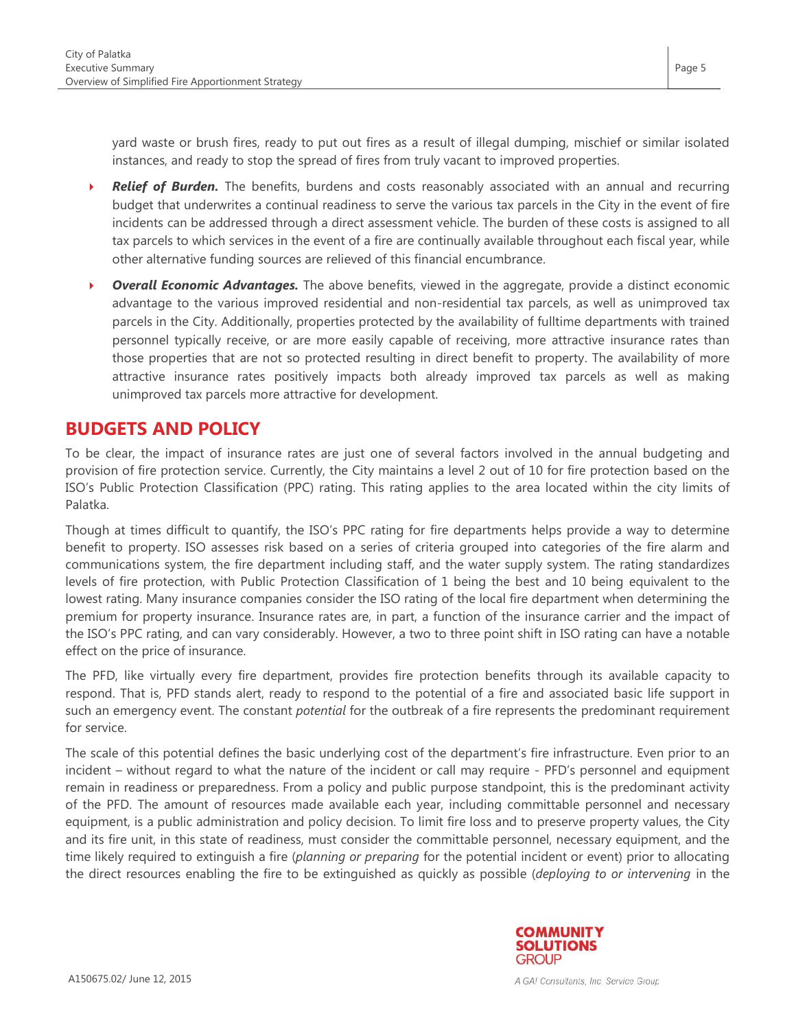yard waste or brush fires, ready to put out fires as a result of illegal dumping, mischief or similar isolated instances, and ready to stop the spread of fires from truly vacant to improved properties.

- ***Relief of Burden.*** The benefits, burdens and costs reasonably associated with an annual and recurring budget that underwrites a continual readiness to serve the various tax parcels in the City in the event of fire incidents can be addressed through a direct assessment vehicle. The burden of these costs is assigned to all tax parcels to which services in the event of a fire are continually available throughout each fiscal year, while other alternative funding sources are relieved of this financial encumbrance.
- ***Overall Economic Advantages.*** The above benefits, viewed in the aggregate, provide a distinct economic advantage to the various improved residential and non-residential tax parcels, as well as unimproved tax parcels in the City. Additionally, properties protected by the availability of fulltime departments with trained personnel typically receive, or are more easily capable of receiving, more attractive insurance rates than those properties that are not so protected resulting in direct benefit to property. The availability of more attractive insurance rates positively impacts both already improved tax parcels as well as making unimproved tax parcels more attractive for development.

## BUDGETS AND POLICY

To be clear, the impact of insurance rates are just one of several factors involved in the annual budgeting and provision of fire protection service. Currently, the City maintains a level 2 out of 10 for fire protection based on the ISO's Public Protection Classification (PPC) rating. This rating applies to the area located within the city limits of Palatka.

Though at times difficult to quantify, the ISO's PPC rating for fire departments helps provide a way to determine benefit to property. ISO assesses risk based on a series of criteria grouped into categories of the fire alarm and communications system, the fire department including staff, and the water supply system. The rating standardizes levels of fire protection, with Public Protection Classification of 1 being the best and 10 being equivalent to the lowest rating. Many insurance companies consider the ISO rating of the local fire department when determining the premium for property insurance. Insurance rates are, in part, a function of the insurance carrier and the impact of the ISO's PPC rating, and can vary considerably. However, a two to three point shift in ISO rating can have a notable effect on the price of insurance.

The PFD, like virtually every fire department, provides fire protection benefits through its available capacity to respond. That is, PFD stands alert, ready to respond to the potential of a fire and associated basic life support in such an emergency event. The constant *potential* for the outbreak of a fire represents the predominant requirement for service.

The scale of this potential defines the basic underlying cost of the department's fire infrastructure. Even prior to an incident – without regard to what the nature of the incident or call may require - PFD's personnel and equipment remain in readiness or preparedness. From a policy and public purpose standpoint, this is the predominant activity of the PFD. The amount of resources made available each year, including committable personnel and necessary equipment, is a public administration and policy decision. To limit fire loss and to preserve property values, the City and its fire unit, in this state of readiness, must consider the committable personnel, necessary equipment, and the time likely required to extinguish a fire (*planning or preparing* for the potential incident or event) prior to allocating the direct resources enabling the fire to be extinguished as quickly as possible (*deploying to or intervening* in the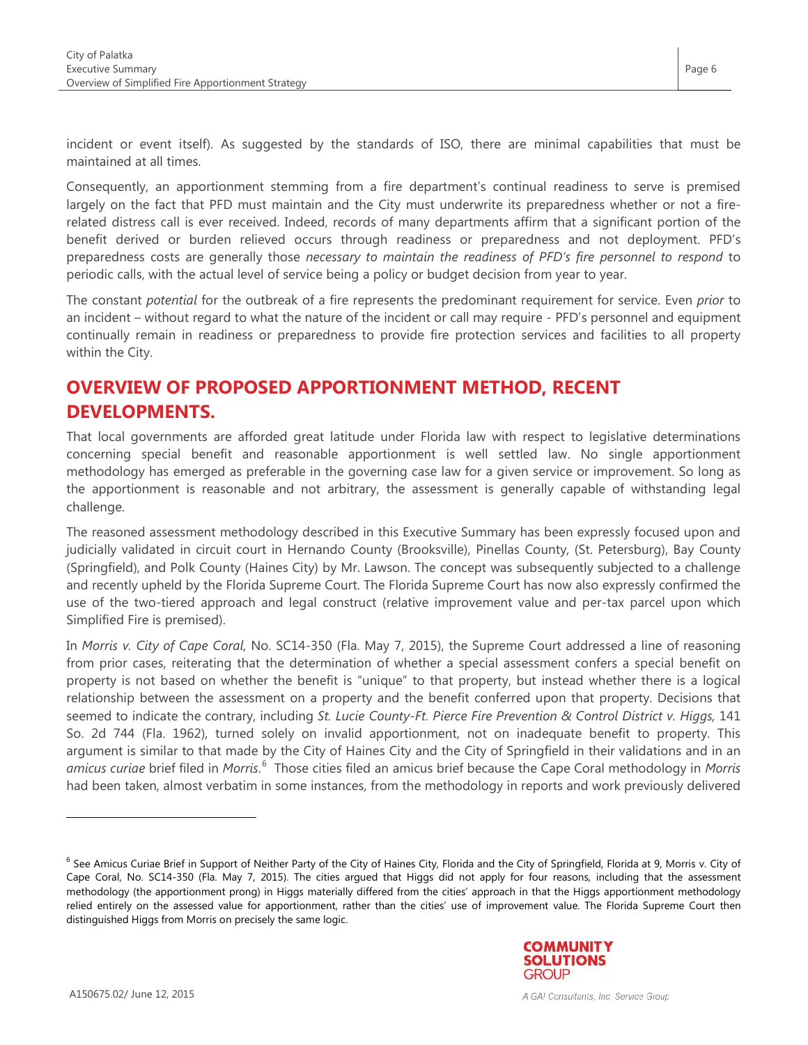incident or event itself). As suggested by the standards of ISO, there are minimal capabilities that must be maintained at all times.

Consequently, an apportionment stemming from a fire department's continual readiness to serve is premised largely on the fact that PFD must maintain and the City must underwrite its preparedness whether or not a fire-related distress call is ever received. Indeed, records of many departments affirm that a significant portion of the benefit derived or burden relieved occurs through readiness or preparedness and not deployment. PFD's preparedness costs are generally those *necessary to maintain the readiness of PFD's fire personnel to respond* to periodic calls, with the actual level of service being a policy or budget decision from year to year.

The constant *potential* for the outbreak of a fire represents the predominant requirement for service. Even *prior* to an incident – without regard to what the nature of the incident or call may require - PFD's personnel and equipment continually remain in readiness or preparedness to provide fire protection services and facilities to all property within the City.

## OVERVIEW OF PROPOSED APPORTIONMENT METHOD, RECENT DEVELOPMENTS.

That local governments are afforded great latitude under Florida law with respect to legislative determinations concerning special benefit and reasonable apportionment is well settled law. No single apportionment methodology has emerged as preferable in the governing case law for a given service or improvement. So long as the apportionment is reasonable and not arbitrary, the assessment is generally capable of withstanding legal challenge.

The reasoned assessment methodology described in this Executive Summary has been expressly focused upon and judicially validated in circuit court in Hernando County (Brooksville), Pinellas County, (St. Petersburg), Bay County (Springfield), and Polk County (Haines City) by Mr. Lawson. The concept was subsequently subjected to a challenge and recently upheld by the Florida Supreme Court. The Florida Supreme Court has now also expressly confirmed the use of the two-tiered approach and legal construct (relative improvement value and per-tax parcel upon which Simplified Fire is premised).

In *Morris v. City of Cape Coral*, No. SC14-350 (Fla. May 7, 2015), the Supreme Court addressed a line of reasoning from prior cases, reiterating that the determination of whether a special assessment confers a special benefit on property is not based on whether the benefit is "unique" to that property, but instead whether there is a logical relationship between the assessment on a property and the benefit conferred upon that property. Decisions that seemed to indicate the contrary, including *St. Lucie County-Ft. Pierce Fire Prevention & Control District v. Higgs,* 141 So. 2d 744 (Fla. 1962), turned solely on invalid apportionment, not on inadequate benefit to property. This argument is similar to that made by the City of Haines City and the City of Springfield in their validations and in an *amicus curiae* brief filed in *Morris*.[6] Those cities filed an amicus brief because the Cape Coral methodology in *Morris* had been taken, almost verbatim in some instances, from the methodology in reports and work previously delivered

---

[6] See Amicus Curiae Brief in Support of Neither Party of the City of Haines City, Florida and the City of Springfield, Florida at 9, Morris v. City of Cape Coral, No. SC14-350 (Fla. May 7, 2015). The cities argued that Higgs did not apply for four reasons, including that the assessment methodology (the apportionment prong) in Higgs materially differed from the cities' approach in that the Higgs apportionment methodology relied entirely on the assessed value for apportionment, rather than the cities' use of improvement value. The Florida Supreme Court then distinguished Higgs from Morris on precisely the same logic.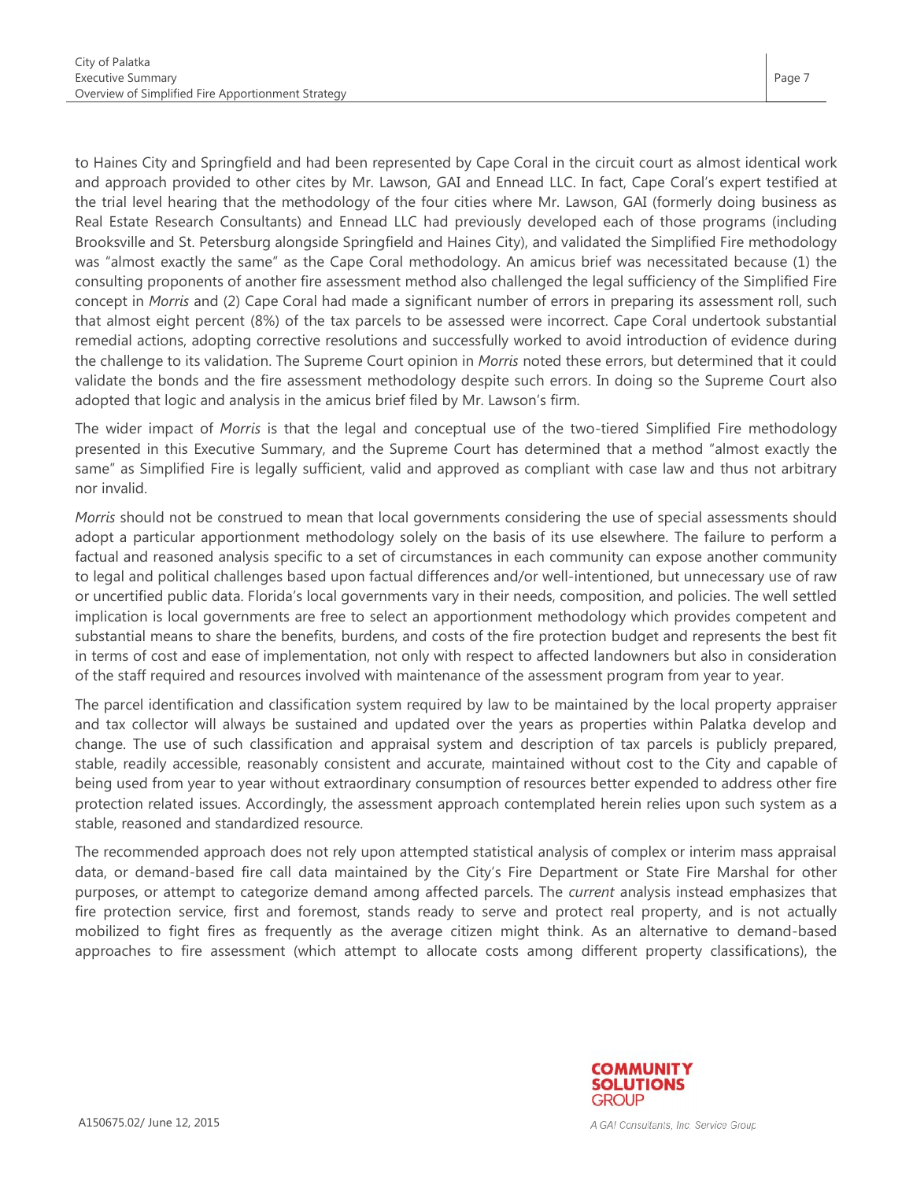to Haines City and Springfield and had been represented by Cape Coral in the circuit court as almost identical work and approach provided to other cites by Mr. Lawson, GAI and Ennead LLC. In fact, Cape Coral's expert testified at the trial level hearing that the methodology of the four cities where Mr. Lawson, GAI (formerly doing business as Real Estate Research Consultants) and Ennead LLC had previously developed each of those programs (including Brooksville and St. Petersburg alongside Springfield and Haines City), and validated the Simplified Fire methodology was "almost exactly the same" as the Cape Coral methodology. An amicus brief was necessitated because (1) the consulting proponents of another fire assessment method also challenged the legal sufficiency of the Simplified Fire concept in *Morris* and (2) Cape Coral had made a significant number of errors in preparing its assessment roll, such that almost eight percent (8%) of the tax parcels to be assessed were incorrect. Cape Coral undertook substantial remedial actions, adopting corrective resolutions and successfully worked to avoid introduction of evidence during the challenge to its validation. The Supreme Court opinion in *Morris* noted these errors, but determined that it could validate the bonds and the fire assessment methodology despite such errors. In doing so the Supreme Court also adopted that logic and analysis in the amicus brief filed by Mr. Lawson's firm.

The wider impact of *Morris* is that the legal and conceptual use of the two-tiered Simplified Fire methodology presented in this Executive Summary, and the Supreme Court has determined that a method "almost exactly the same" as Simplified Fire is legally sufficient, valid and approved as compliant with case law and thus not arbitrary nor invalid.

*Morris* should not be construed to mean that local governments considering the use of special assessments should adopt a particular apportionment methodology solely on the basis of its use elsewhere. The failure to perform a factual and reasoned analysis specific to a set of circumstances in each community can expose another community to legal and political challenges based upon factual differences and/or well-intentioned, but unnecessary use of raw or uncertified public data. Florida's local governments vary in their needs, composition, and policies. The well settled implication is local governments are free to select an apportionment methodology which provides competent and substantial means to share the benefits, burdens, and costs of the fire protection budget and represents the best fit in terms of cost and ease of implementation, not only with respect to affected landowners but also in consideration of the staff required and resources involved with maintenance of the assessment program from year to year.

The parcel identification and classification system required by law to be maintained by the local property appraiser and tax collector will always be sustained and updated over the years as properties within Palatka develop and change. The use of such classification and appraisal system and description of tax parcels is publicly prepared, stable, readily accessible, reasonably consistent and accurate, maintained without cost to the City and capable of being used from year to year without extraordinary consumption of resources better expended to address other fire protection related issues. Accordingly, the assessment approach contemplated herein relies upon such system as a stable, reasoned and standardized resource.

The recommended approach does not rely upon attempted statistical analysis of complex or interim mass appraisal data, or demand-based fire call data maintained by the City's Fire Department or State Fire Marshal for other purposes, or attempt to categorize demand among affected parcels. The *current* analysis instead emphasizes that fire protection service, first and foremost, stands ready to serve and protect real property, and is not actually mobilized to fight fires as frequently as the average citizen might think. As an alternative to demand-based approaches to fire assessment (which attempt to allocate costs among different property classifications), the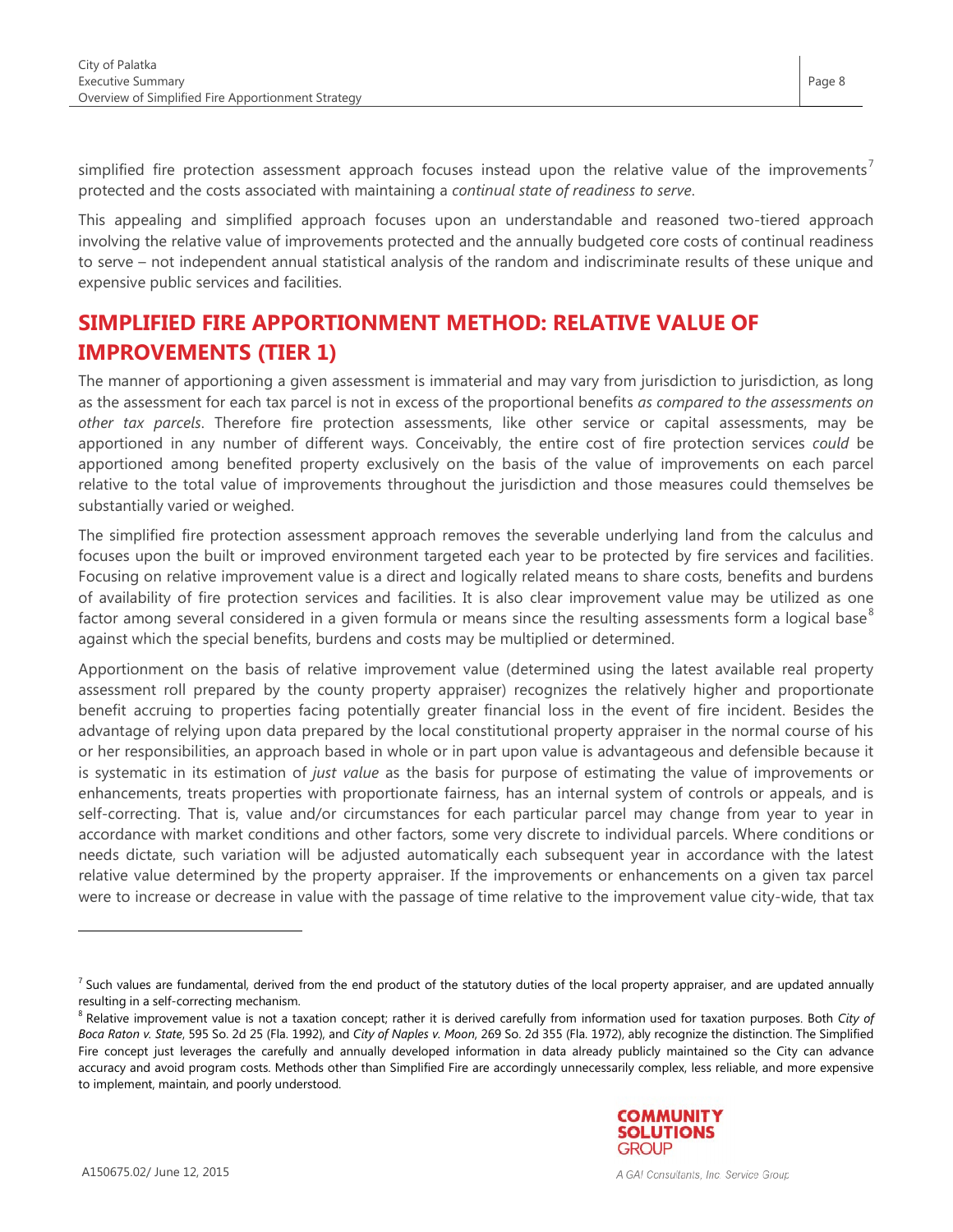simplified fire protection assessment approach focuses instead upon the relative value of the improvements[7] protected and the costs associated with maintaining a *continual state of readiness to serve*.

This appealing and simplified approach focuses upon an understandable and reasoned two-tiered approach involving the relative value of improvements protected and the annually budgeted core costs of continual readiness to serve – not independent annual statistical analysis of the random and indiscriminate results of these unique and expensive public services and facilities.

## SIMPLIFIED FIRE APPORTIONMENT METHOD: RELATIVE VALUE OF IMPROVEMENTS (TIER 1)

The manner of apportioning a given assessment is immaterial and may vary from jurisdiction to jurisdiction, as long as the assessment for each tax parcel is not in excess of the proportional benefits *as compared to the assessments on other tax parcels*. Therefore fire protection assessments, like other service or capital assessments, may be apportioned in any number of different ways. Conceivably, the entire cost of fire protection services *could* be apportioned among benefited property exclusively on the basis of the value of improvements on each parcel relative to the total value of improvements throughout the jurisdiction and those measures could themselves be substantially varied or weighed.

The simplified fire protection assessment approach removes the severable underlying land from the calculus and focuses upon the built or improved environment targeted each year to be protected by fire services and facilities. Focusing on relative improvement value is a direct and logically related means to share costs, benefits and burdens of availability of fire protection services and facilities. It is also clear improvement value may be utilized as one factor among several considered in a given formula or means since the resulting assessments form a logical base[8] against which the special benefits, burdens and costs may be multiplied or determined.

Apportionment on the basis of relative improvement value (determined using the latest available real property assessment roll prepared by the county property appraiser) recognizes the relatively higher and proportionate benefit accruing to properties facing potentially greater financial loss in the event of fire incident. Besides the advantage of relying upon data prepared by the local constitutional property appraiser in the normal course of his or her responsibilities, an approach based in whole or in part upon value is advantageous and defensible because it is systematic in its estimation of *just value* as the basis for purpose of estimating the value of improvements or enhancements, treats properties with proportionate fairness, has an internal system of controls or appeals, and is self-correcting. That is, value and/or circumstances for each particular parcel may change from year to year in accordance with market conditions and other factors, some very discrete to individual parcels. Where conditions or needs dictate, such variation will be adjusted automatically each subsequent year in accordance with the latest relative value determined by the property appraiser. If the improvements or enhancements on a given tax parcel were to increase or decrease in value with the passage of time relative to the improvement value city-wide, that tax

---

[7] Such values are fundamental, derived from the end product of the statutory duties of the local property appraiser, and are updated annually resulting in a self-correcting mechanism.

[8] Relative improvement value is not a taxation concept; rather it is derived carefully from information used for taxation purposes. Both *City of Boca Raton v. State*, 595 So. 2d 25 (Fla. 1992), and *City of Naples v. Moon*, 269 So. 2d 355 (Fla. 1972), ably recognize the distinction. The Simplified Fire concept just leverages the carefully and annually developed information in data already publicly maintained so the City can advance accuracy and avoid program costs. Methods other than Simplified Fire are accordingly unnecessarily complex, less reliable, and more expensive to implement, maintain, and poorly understood.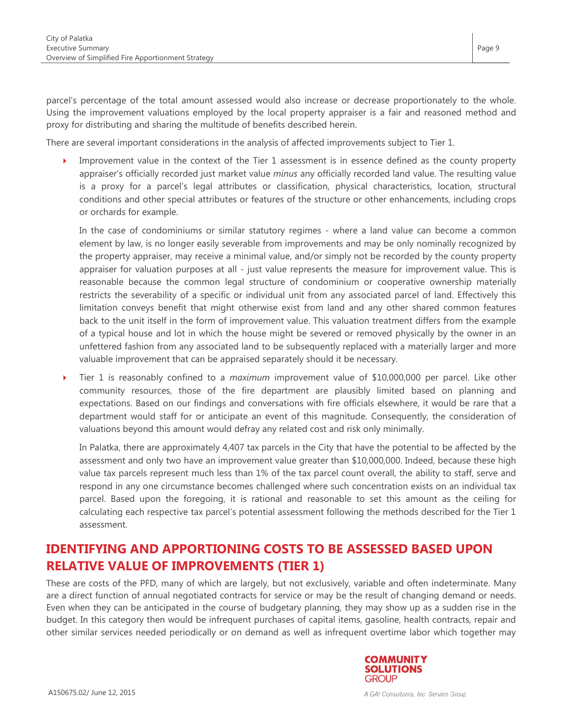parcel's percentage of the total amount assessed would also increase or decrease proportionately to the whole. Using the improvement valuations employed by the local property appraiser is a fair and reasoned method and proxy for distributing and sharing the multitude of benefits described herein.

There are several important considerations in the analysis of affected improvements subject to Tier 1.

- Improvement value in the context of the Tier 1 assessment is in essence defined as the county property appraiser's officially recorded just market value *minus* any officially recorded land value. The resulting value is a proxy for a parcel's legal attributes or classification, physical characteristics, location, structural conditions and other special attributes or features of the structure or other enhancements, including crops or orchards for example.

  In the case of condominiums or similar statutory regimes - where a land value can become a common element by law, is no longer easily severable from improvements and may be only nominally recognized by the property appraiser, may receive a minimal value, and/or simply not be recorded by the county property appraiser for valuation purposes at all - just value represents the measure for improvement value. This is reasonable because the common legal structure of condominium or cooperative ownership materially restricts the severability of a specific or individual unit from any associated parcel of land. Effectively this limitation conveys benefit that might otherwise exist from land and any other shared common features back to the unit itself in the form of improvement value. This valuation treatment differs from the example of a typical house and lot in which the house might be severed or removed physically by the owner in an unfettered fashion from any associated land to be subsequently replaced with a materially larger and more valuable improvement that can be appraised separately should it be necessary.

- Tier 1 is reasonably confined to a *maximum* improvement value of $10,000,000 per parcel. Like other community resources, those of the fire department are plausibly limited based on planning and expectations. Based on our findings and conversations with fire officials elsewhere, it would be rare that a department would staff for or anticipate an event of this magnitude. Consequently, the consideration of valuations beyond this amount would defray any related cost and risk only minimally.

  In Palatka, there are approximately 4,407 tax parcels in the City that have the potential to be affected by the assessment and only two have an improvement value greater than $10,000,000. Indeed, because these high value tax parcels represent much less than 1% of the tax parcel count overall, the ability to staff, serve and respond in any one circumstance becomes challenged where such concentration exists on an individual tax parcel. Based upon the foregoing, it is rational and reasonable to set this amount as the ceiling for calculating each respective tax parcel's potential assessment following the methods described for the Tier 1 assessment.

## IDENTIFYING AND APPORTIONING COSTS TO BE ASSESSED BASED UPON RELATIVE VALUE OF IMPROVEMENTS (TIER 1)

These are costs of the PFD, many of which are largely, but not exclusively, variable and often indeterminate. Many are a direct function of annual negotiated contracts for service or may be the result of changing demand or needs. Even when they can be anticipated in the course of budgetary planning, they may show up as a sudden rise in the budget. In this category then would be infrequent purchases of capital items, gasoline, health contracts, repair and other similar services needed periodically or on demand as well as infrequent overtime labor which together may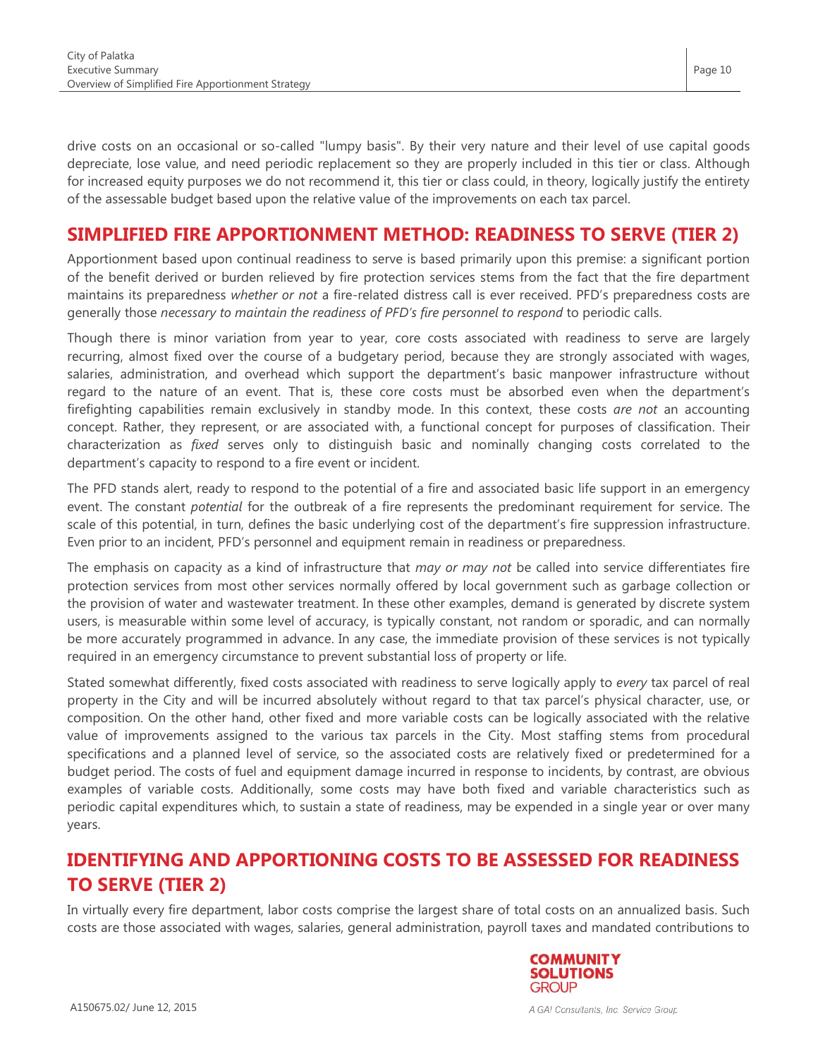drive costs on an occasional or so-called "lumpy basis". By their very nature and their level of use capital goods depreciate, lose value, and need periodic replacement so they are properly included in this tier or class. Although for increased equity purposes we do not recommend it, this tier or class could, in theory, logically justify the entirety of the assessable budget based upon the relative value of the improvements on each tax parcel.

## SIMPLIFIED FIRE APPORTIONMENT METHOD: READINESS TO SERVE (TIER 2)

Apportionment based upon continual readiness to serve is based primarily upon this premise: a significant portion of the benefit derived or burden relieved by fire protection services stems from the fact that the fire department maintains its preparedness *whether or not* a fire-related distress call is ever received. PFD's preparedness costs are generally those *necessary to maintain the readiness of PFD's fire personnel to respond* to periodic calls.

Though there is minor variation from year to year, core costs associated with readiness to serve are largely recurring, almost fixed over the course of a budgetary period, because they are strongly associated with wages, salaries, administration, and overhead which support the department's basic manpower infrastructure without regard to the nature of an event. That is, these core costs must be absorbed even when the department's firefighting capabilities remain exclusively in standby mode. In this context, these costs *are not* an accounting concept. Rather, they represent, or are associated with, a functional concept for purposes of classification. Their characterization as *fixed* serves only to distinguish basic and nominally changing costs correlated to the department's capacity to respond to a fire event or incident.

The PFD stands alert, ready to respond to the potential of a fire and associated basic life support in an emergency event. The constant *potential* for the outbreak of a fire represents the predominant requirement for service. The scale of this potential, in turn, defines the basic underlying cost of the department's fire suppression infrastructure. Even prior to an incident, PFD's personnel and equipment remain in readiness or preparedness.

The emphasis on capacity as a kind of infrastructure that *may or may not* be called into service differentiates fire protection services from most other services normally offered by local government such as garbage collection or the provision of water and wastewater treatment. In these other examples, demand is generated by discrete system users, is measurable within some level of accuracy, is typically constant, not random or sporadic, and can normally be more accurately programmed in advance. In any case, the immediate provision of these services is not typically required in an emergency circumstance to prevent substantial loss of property or life.

Stated somewhat differently, fixed costs associated with readiness to serve logically apply to *every* tax parcel of real property in the City and will be incurred absolutely without regard to that tax parcel's physical character, use, or composition. On the other hand, other fixed and more variable costs can be logically associated with the relative value of improvements assigned to the various tax parcels in the City. Most staffing stems from procedural specifications and a planned level of service, so the associated costs are relatively fixed or predetermined for a budget period. The costs of fuel and equipment damage incurred in response to incidents, by contrast, are obvious examples of variable costs. Additionally, some costs may have both fixed and variable characteristics such as periodic capital expenditures which, to sustain a state of readiness, may be expended in a single year or over many years.

## IDENTIFYING AND APPORTIONING COSTS TO BE ASSESSED FOR READINESS TO SERVE (TIER 2)

In virtually every fire department, labor costs comprise the largest share of total costs on an annualized basis. Such costs are those associated with wages, salaries, general administration, payroll taxes and mandated contributions to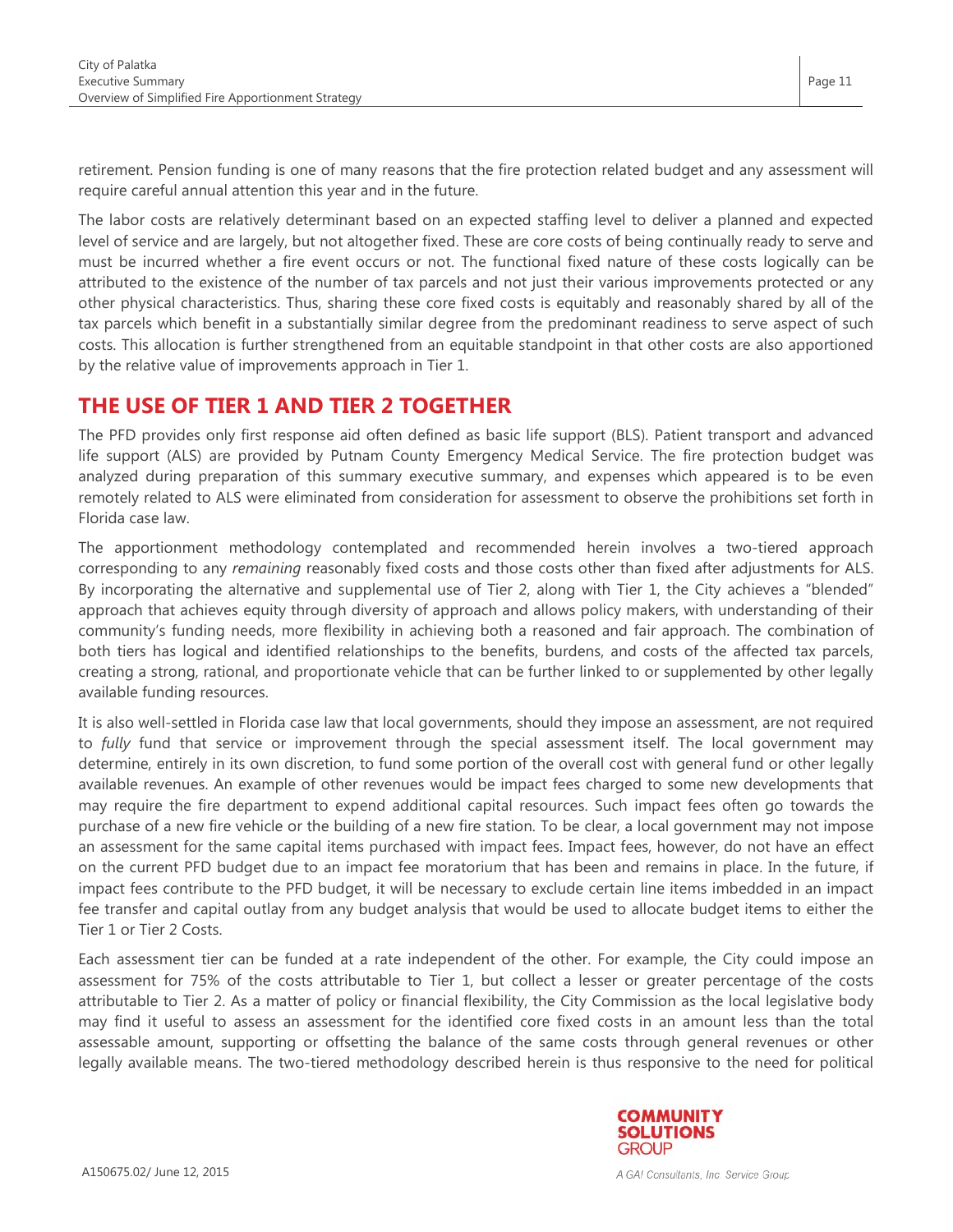retirement. Pension funding is one of many reasons that the fire protection related budget and any assessment will require careful annual attention this year and in the future.

The labor costs are relatively determinant based on an expected staffing level to deliver a planned and expected level of service and are largely, but not altogether fixed. These are core costs of being continually ready to serve and must be incurred whether a fire event occurs or not. The functional fixed nature of these costs logically can be attributed to the existence of the number of tax parcels and not just their various improvements protected or any other physical characteristics. Thus, sharing these core fixed costs is equitably and reasonably shared by all of the tax parcels which benefit in a substantially similar degree from the predominant readiness to serve aspect of such costs. This allocation is further strengthened from an equitable standpoint in that other costs are also apportioned by the relative value of improvements approach in Tier 1.

## THE USE OF TIER 1 AND TIER 2 TOGETHER

The PFD provides only first response aid often defined as basic life support (BLS). Patient transport and advanced life support (ALS) are provided by Putnam County Emergency Medical Service. The fire protection budget was analyzed during preparation of this summary executive summary, and expenses which appeared is to be even remotely related to ALS were eliminated from consideration for assessment to observe the prohibitions set forth in Florida case law.

The apportionment methodology contemplated and recommended herein involves a two-tiered approach corresponding to any *remaining* reasonably fixed costs and those costs other than fixed after adjustments for ALS. By incorporating the alternative and supplemental use of Tier 2, along with Tier 1, the City achieves a "blended" approach that achieves equity through diversity of approach and allows policy makers, with understanding of their community's funding needs, more flexibility in achieving both a reasoned and fair approach. The combination of both tiers has logical and identified relationships to the benefits, burdens, and costs of the affected tax parcels, creating a strong, rational, and proportionate vehicle that can be further linked to or supplemented by other legally available funding resources.

It is also well-settled in Florida case law that local governments, should they impose an assessment, are not required to *fully* fund that service or improvement through the special assessment itself. The local government may determine, entirely in its own discretion, to fund some portion of the overall cost with general fund or other legally available revenues. An example of other revenues would be impact fees charged to some new developments that may require the fire department to expend additional capital resources. Such impact fees often go towards the purchase of a new fire vehicle or the building of a new fire station. To be clear, a local government may not impose an assessment for the same capital items purchased with impact fees. Impact fees, however, do not have an effect on the current PFD budget due to an impact fee moratorium that has been and remains in place. In the future, if impact fees contribute to the PFD budget, it will be necessary to exclude certain line items imbedded in an impact fee transfer and capital outlay from any budget analysis that would be used to allocate budget items to either the Tier 1 or Tier 2 Costs.

Each assessment tier can be funded at a rate independent of the other. For example, the City could impose an assessment for 75% of the costs attributable to Tier 1, but collect a lesser or greater percentage of the costs attributable to Tier 2. As a matter of policy or financial flexibility, the City Commission as the local legislative body may find it useful to assess an assessment for the identified core fixed costs in an amount less than the total assessable amount, supporting or offsetting the balance of the same costs through general revenues or other legally available means. The two-tiered methodology described herein is thus responsive to the need for political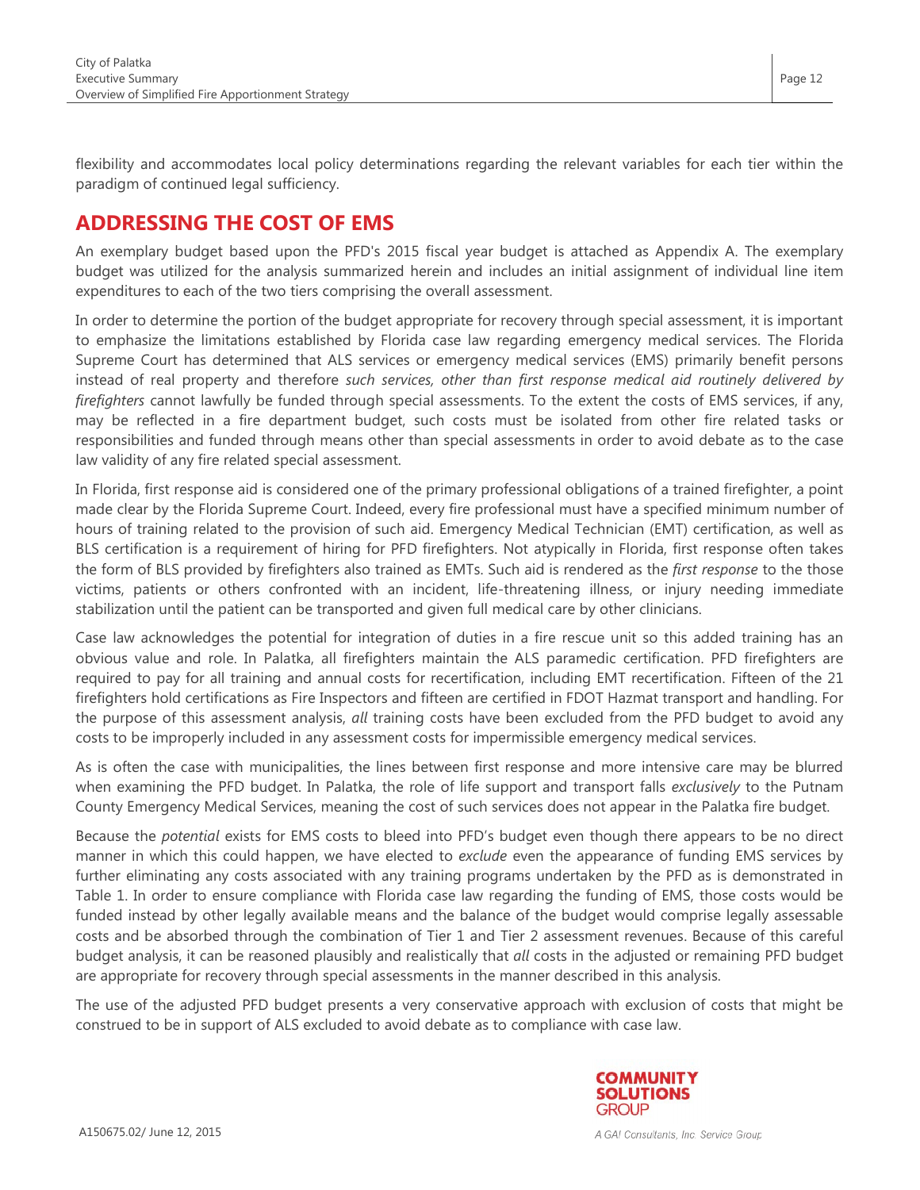flexibility and accommodates local policy determinations regarding the relevant variables for each tier within the paradigm of continued legal sufficiency.

## ADDRESSING THE COST OF EMS

An exemplary budget based upon the PFD's 2015 fiscal year budget is attached as Appendix A. The exemplary budget was utilized for the analysis summarized herein and includes an initial assignment of individual line item expenditures to each of the two tiers comprising the overall assessment.

In order to determine the portion of the budget appropriate for recovery through special assessment, it is important to emphasize the limitations established by Florida case law regarding emergency medical services. The Florida Supreme Court has determined that ALS services or emergency medical services (EMS) primarily benefit persons instead of real property and therefore *such services, other than first response medical aid routinely delivered by firefighters* cannot lawfully be funded through special assessments. To the extent the costs of EMS services, if any, may be reflected in a fire department budget, such costs must be isolated from other fire related tasks or responsibilities and funded through means other than special assessments in order to avoid debate as to the case law validity of any fire related special assessment.

In Florida, first response aid is considered one of the primary professional obligations of a trained firefighter, a point made clear by the Florida Supreme Court. Indeed, every fire professional must have a specified minimum number of hours of training related to the provision of such aid. Emergency Medical Technician (EMT) certification, as well as BLS certification is a requirement of hiring for PFD firefighters. Not atypically in Florida, first response often takes the form of BLS provided by firefighters also trained as EMTs. Such aid is rendered as the *first response* to the those victims, patients or others confronted with an incident, life-threatening illness, or injury needing immediate stabilization until the patient can be transported and given full medical care by other clinicians.

Case law acknowledges the potential for integration of duties in a fire rescue unit so this added training has an obvious value and role. In Palatka, all firefighters maintain the ALS paramedic certification. PFD firefighters are required to pay for all training and annual costs for recertification, including EMT recertification. Fifteen of the 21 firefighters hold certifications as Fire Inspectors and fifteen are certified in FDOT Hazmat transport and handling. For the purpose of this assessment analysis, *all* training costs have been excluded from the PFD budget to avoid any costs to be improperly included in any assessment costs for impermissible emergency medical services.

As is often the case with municipalities, the lines between first response and more intensive care may be blurred when examining the PFD budget. In Palatka, the role of life support and transport falls *exclusively* to the Putnam County Emergency Medical Services, meaning the cost of such services does not appear in the Palatka fire budget.

Because the *potential* exists for EMS costs to bleed into PFD's budget even though there appears to be no direct manner in which this could happen, we have elected to *exclude* even the appearance of funding EMS services by further eliminating any costs associated with any training programs undertaken by the PFD as is demonstrated in Table 1. In order to ensure compliance with Florida case law regarding the funding of EMS, those costs would be funded instead by other legally available means and the balance of the budget would comprise legally assessable costs and be absorbed through the combination of Tier 1 and Tier 2 assessment revenues. Because of this careful budget analysis, it can be reasoned plausibly and realistically that *all* costs in the adjusted or remaining PFD budget are appropriate for recovery through special assessments in the manner described in this analysis.

The use of the adjusted PFD budget presents a very conservative approach with exclusion of costs that might be construed to be in support of ALS excluded to avoid debate as to compliance with case law.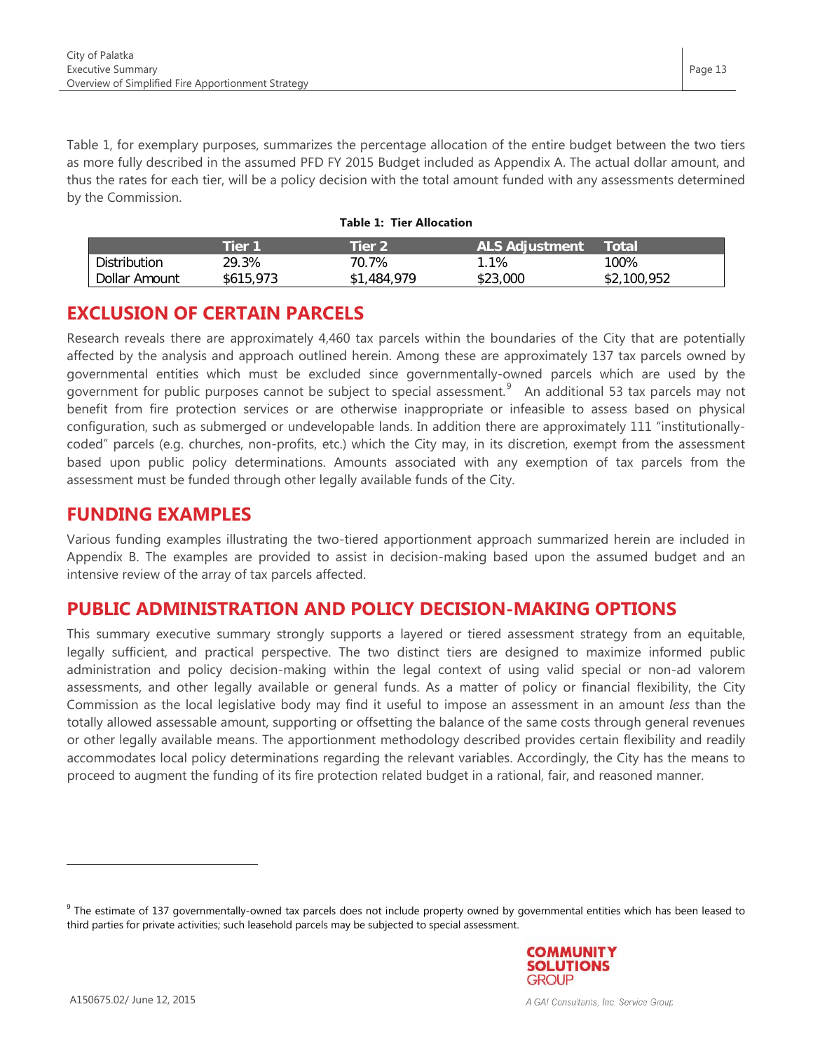Table 1, for exemplary purposes, summarizes the percentage allocation of the entire budget between the two tiers as more fully described in the assumed PFD FY 2015 Budget included as Appendix A. The actual dollar amount, and thus the rates for each tier, will be a policy decision with the total amount funded with any assessments determined by the Commission.

**Table 1: Tier Allocation**

| | Tier 1 | Tier 2 | ALS Adjustment | Total |
|---|---|---|---|---|
| Distribution | 29.3% | 70.7% | 1.1% | 100% |
| Dollar Amount | $615,973 | $1,484,979 | $23,000 | $2,100,952 |

## EXCLUSION OF CERTAIN PARCELS

Research reveals there are approximately 4,460 tax parcels within the boundaries of the City that are potentially affected by the analysis and approach outlined herein. Among these are approximately 137 tax parcels owned by governmental entities which must be excluded since governmentally-owned parcels which are used by the government for public purposes cannot be subject to special assessment.[9] An additional 53 tax parcels may not benefit from fire protection services or are otherwise inappropriate or infeasible to assess based on physical configuration, such as submerged or undevelopable lands. In addition there are approximately 111 "institutionally-coded" parcels (e.g. churches, non-profits, etc.) which the City may, in its discretion, exempt from the assessment based upon public policy determinations. Amounts associated with any exemption of tax parcels from the assessment must be funded through other legally available funds of the City.

## FUNDING EXAMPLES

Various funding examples illustrating the two-tiered apportionment approach summarized herein are included in Appendix B. The examples are provided to assist in decision-making based upon the assumed budget and an intensive review of the array of tax parcels affected.

## PUBLIC ADMINISTRATION AND POLICY DECISION-MAKING OPTIONS

This summary executive summary strongly supports a layered or tiered assessment strategy from an equitable, legally sufficient, and practical perspective. The two distinct tiers are designed to maximize informed public administration and policy decision-making within the legal context of using valid special or non-ad valorem assessments, and other legally available or general funds. As a matter of policy or financial flexibility, the City Commission as the local legislative body may find it useful to impose an assessment in an amount *less* than the totally allowed assessable amount, supporting or offsetting the balance of the same costs through general revenues or other legally available means. The apportionment methodology described provides certain flexibility and readily accommodates local policy determinations regarding the relevant variables. Accordingly, the City has the means to proceed to augment the funding of its fire protection related budget in a rational, fair, and reasoned manner.

---

[9] The estimate of 137 governmentally-owned tax parcels does not include property owned by governmental entities which has been leased to third parties for private activities; such leasehold parcels may be subjected to special assessment.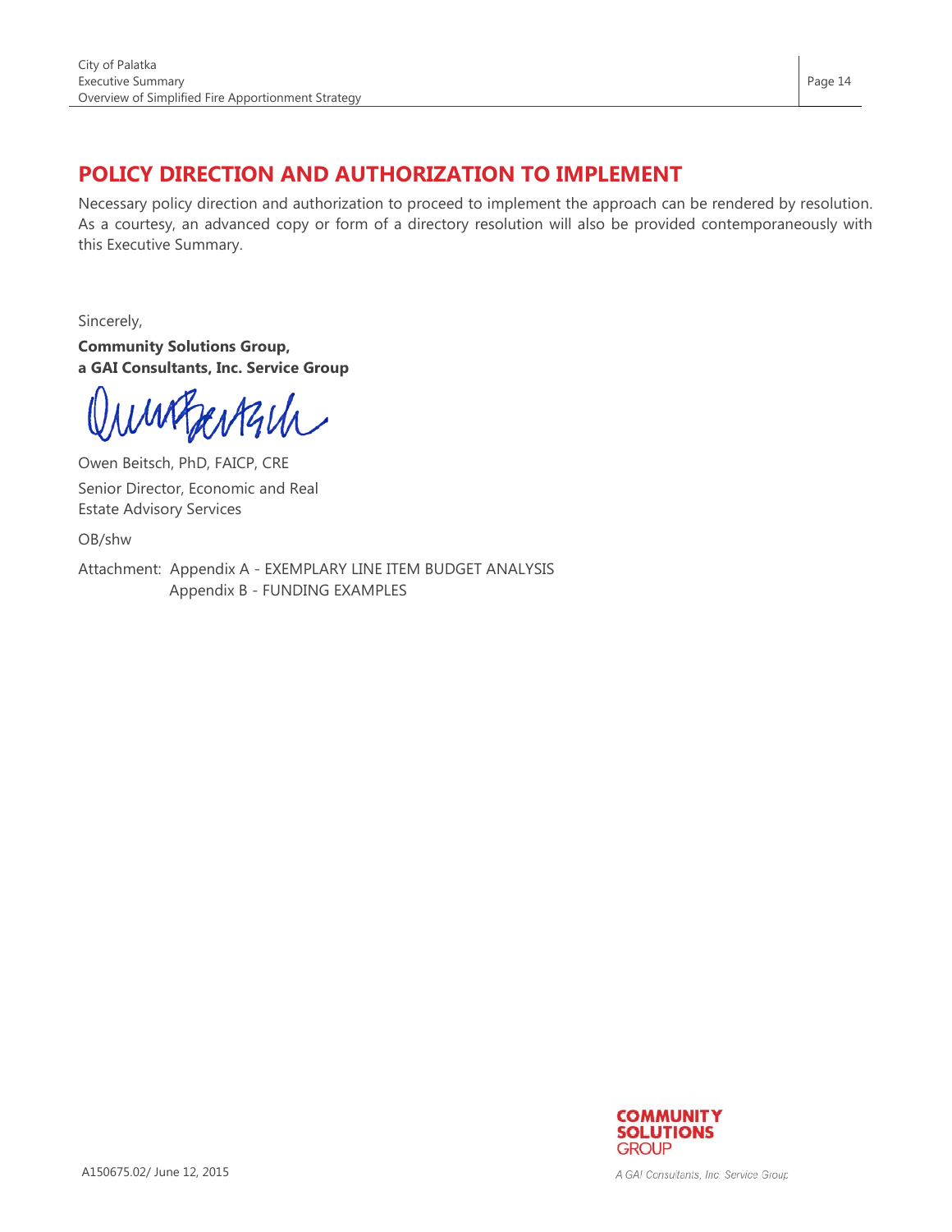## POLICY DIRECTION AND AUTHORIZATION TO IMPLEMENT

Necessary policy direction and authorization to proceed to implement the approach can be rendered by resolution. As a courtesy, an advanced copy or form of a directory resolution will also be provided contemporaneously with this Executive Summary.

Sincerely,

**Community Solutions Group,**
**a GAI Consultants, Inc. Service Group**

Owen Beitsch, PhD, FAICP, CRE

Senior Director, Economic and Real Estate Advisory Services

OB/shw

Attachment: Appendix A - EXEMPLARY LINE ITEM BUDGET ANALYSIS
Appendix B - FUNDING EXAMPLES

A150675.02/ June 12, 2015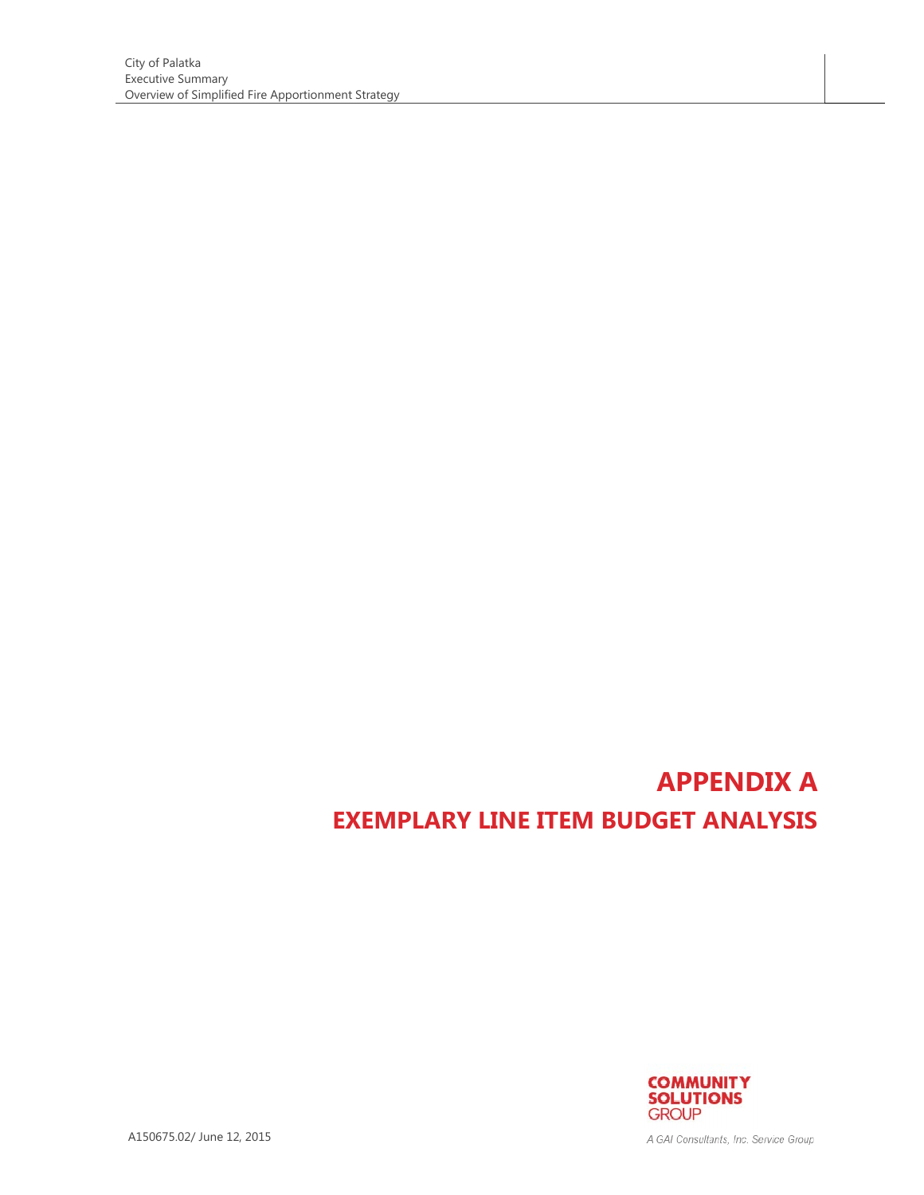# APPENDIX A

## EXEMPLARY LINE ITEM BUDGET ANALYSIS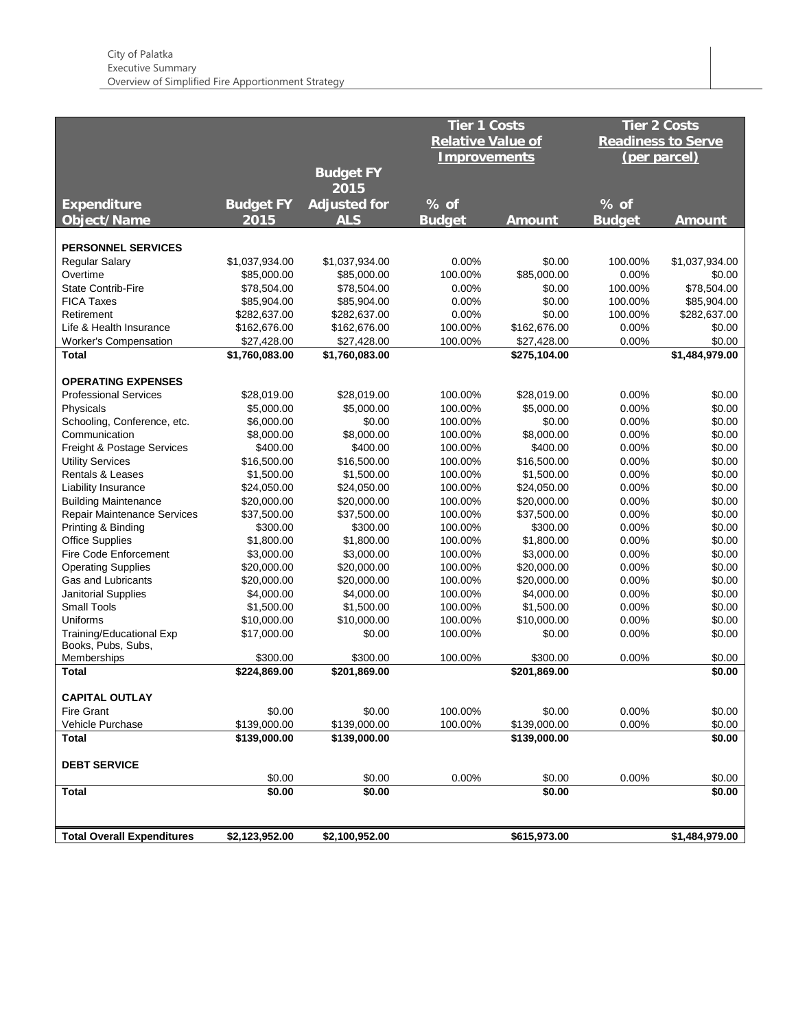| Expenditure Object/Name | Budget FY 2015 | Budget FY 2015 Adjusted for ALS | Tier 1 Costs Relative Value of Improvements % of Budget | Amount | Tier 2 Costs Readiness to Serve (per parcel) % of Budget | Amount |
|---|---|---|---|---|---|---|
| **PERSONNEL SERVICES** | | | | | | |
| Regular Salary | $1,037,934.00 | $1,037,934.00 | 0.00% | $0.00 | 100.00% | $1,037,934.00 |
| Overtime | $85,000.00 | $85,000.00 | 100.00% | $85,000.00 | 0.00% | $0.00 |
| State Contrib-Fire | $78,504.00 | $78,504.00 | 0.00% | $0.00 | 100.00% | $78,504.00 |
| FICA Taxes | $85,904.00 | $85,904.00 | 0.00% | $0.00 | 100.00% | $85,904.00 |
| Retirement | $282,637.00 | $282,637.00 | 0.00% | $0.00 | 100.00% | $282,637.00 |
| Life & Health Insurance | $162,676.00 | $162,676.00 | 100.00% | $162,676.00 | 0.00% | $0.00 |
| Worker's Compensation | $27,428.00 | $27,428.00 | 100.00% | $27,428.00 | 0.00% | $0.00 |
| **Total** | **$1,760,083.00** | **$1,760,083.00** | | **$275,104.00** | | **$1,484,979.00** |
| **OPERATING EXPENSES** | | | | | | |
| Professional Services | $28,019.00 | $28,019.00 | 100.00% | $28,019.00 | 0.00% | $0.00 |
| Physicals | $5,000.00 | $5,000.00 | 100.00% | $5,000.00 | 0.00% | $0.00 |
| Schooling, Conference, etc. | $6,000.00 | $0.00 | 100.00% | $0.00 | 0.00% | $0.00 |
| Communication | $8,000.00 | $8,000.00 | 100.00% | $8,000.00 | 0.00% | $0.00 |
| Freight & Postage Services | $400.00 | $400.00 | 100.00% | $400.00 | 0.00% | $0.00 |
| Utility Services | $16,500.00 | $16,500.00 | 100.00% | $16,500.00 | 0.00% | $0.00 |
| Rentals & Leases | $1,500.00 | $1,500.00 | 100.00% | $1,500.00 | 0.00% | $0.00 |
| Liability Insurance | $24,050.00 | $24,050.00 | 100.00% | $24,050.00 | 0.00% | $0.00 |
| Building Maintenance | $20,000.00 | $20,000.00 | 100.00% | $20,000.00 | 0.00% | $0.00 |
| Repair Maintenance Services | $37,500.00 | $37,500.00 | 100.00% | $37,500.00 | 0.00% | $0.00 |
| Printing & Binding | $300.00 | $300.00 | 100.00% | $300.00 | 0.00% | $0.00 |
| Office Supplies | $1,800.00 | $1,800.00 | 100.00% | $1,800.00 | 0.00% | $0.00 |
| Fire Code Enforcement | $3,000.00 | $3,000.00 | 100.00% | $3,000.00 | 0.00% | $0.00 |
| Operating Supplies | $20,000.00 | $20,000.00 | 100.00% | $20,000.00 | 0.00% | $0.00 |
| Gas and Lubricants | $20,000.00 | $20,000.00 | 100.00% | $20,000.00 | 0.00% | $0.00 |
| Janitorial Supplies | $4,000.00 | $4,000.00 | 100.00% | $4,000.00 | 0.00% | $0.00 |
| Small Tools | $1,500.00 | $1,500.00 | 100.00% | $1,500.00 | 0.00% | $0.00 |
| Uniforms | $10,000.00 | $10,000.00 | 100.00% | $10,000.00 | 0.00% | $0.00 |
| Training/Educational Exp | $17,000.00 | $0.00 | 100.00% | $0.00 | 0.00% | $0.00 |
| Books, Pubs, Subs, Memberships | $300.00 | $300.00 | 100.00% | $300.00 | 0.00% | $0.00 |
| **Total** | **$224,869.00** | **$201,869.00** | | **$201,869.00** | | **$0.00** |
| **CAPITAL OUTLAY** | | | | | | |
| Fire Grant | $0.00 | $0.00 | 100.00% | $0.00 | 0.00% | $0.00 |
| Vehicle Purchase | $139,000.00 | $139,000.00 | 100.00% | $139,000.00 | 0.00% | $0.00 |
| **Total** | **$139,000.00** | **$139,000.00** | | **$139,000.00** | | **$0.00** |
| **DEBT SERVICE** | | | | | | |
| | $0.00 | $0.00 | 0.00% | $0.00 | 0.00% | $0.00 |
| **Total** | **$0.00** | **$0.00** | | **$0.00** | | **$0.00** |
| **Total Overall Expenditures** | **$2,123,952.00** | **$2,100,952.00** | | **$615,973.00** | | **$1,484,979.00** |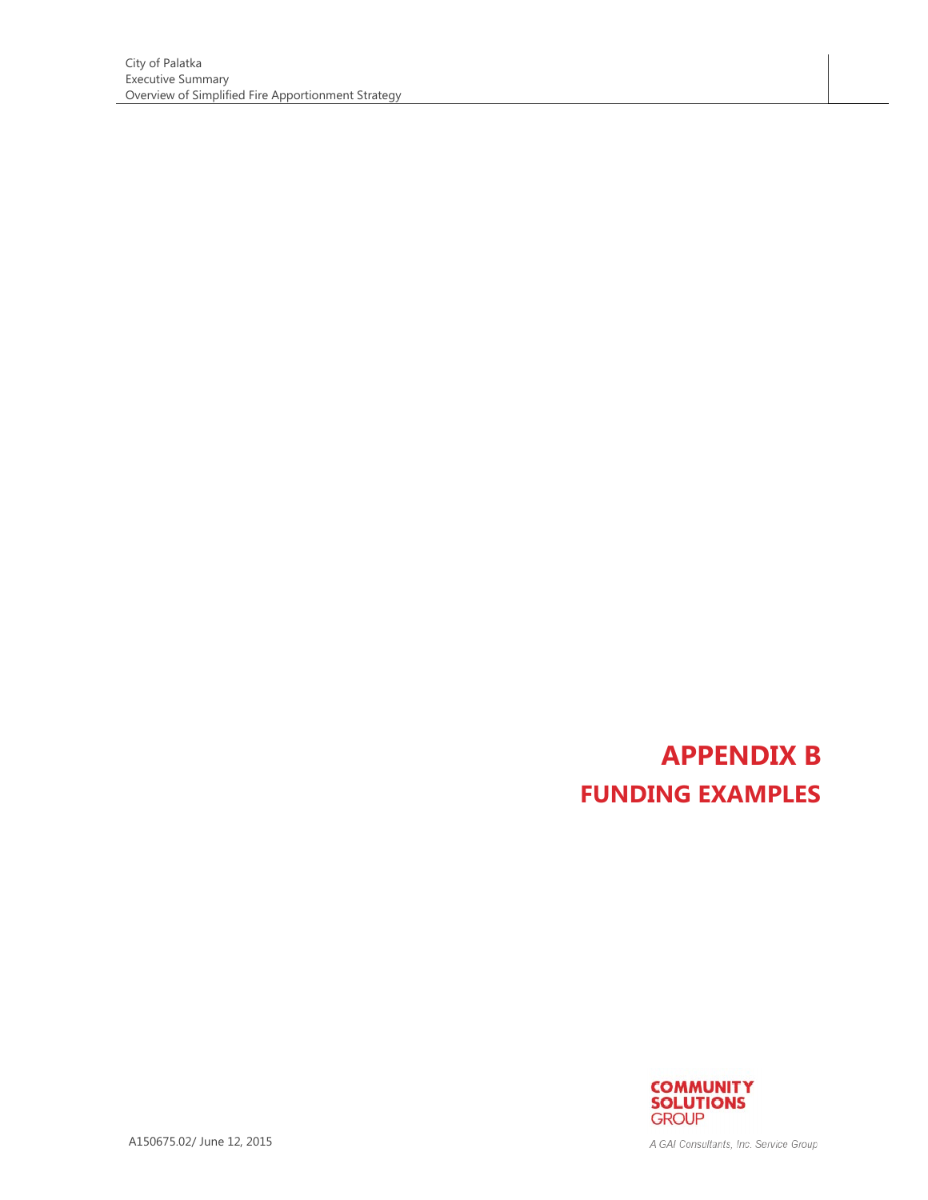# APPENDIX B

## FUNDING EXAMPLES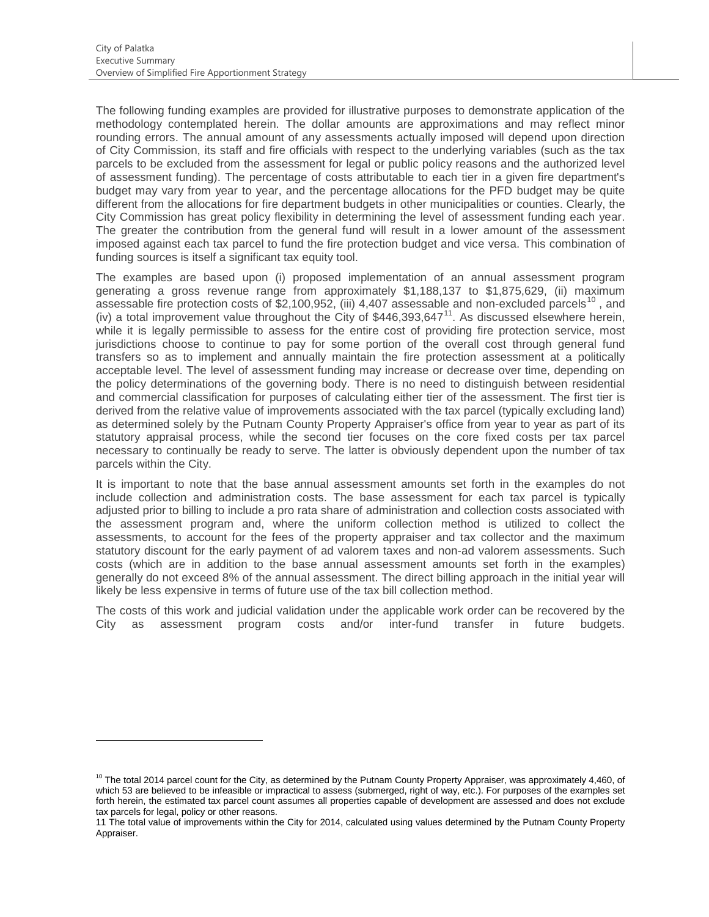The following funding examples are provided for illustrative purposes to demonstrate application of the methodology contemplated herein. The dollar amounts are approximations and may reflect minor rounding errors. The annual amount of any assessments actually imposed will depend upon direction of City Commission, its staff and fire officials with respect to the underlying variables (such as the tax parcels to be excluded from the assessment for legal or public policy reasons and the authorized level of assessment funding). The percentage of costs attributable to each tier in a given fire department's budget may vary from year to year, and the percentage allocations for the PFD budget may be quite different from the allocations for fire department budgets in other municipalities or counties. Clearly, the City Commission has great policy flexibility in determining the level of assessment funding each year. The greater the contribution from the general fund will result in a lower amount of the assessment imposed against each tax parcel to fund the fire protection budget and vice versa. This combination of funding sources is itself a significant tax equity tool.

The examples are based upon (i) proposed implementation of an annual assessment program generating a gross revenue range from approximately $1,188,137 to $1,875,629, (ii) maximum assessable fire protection costs of $2,100,952, (iii) 4,407 assessable and non-excluded parcels[10] , and (iv) a total improvement value throughout the City of $446,393,647[11]. As discussed elsewhere herein, while it is legally permissible to assess for the entire cost of providing fire protection service, most jurisdictions choose to continue to pay for some portion of the overall cost through general fund transfers so as to implement and annually maintain the fire protection assessment at a politically acceptable level. The level of assessment funding may increase or decrease over time, depending on the policy determinations of the governing body. There is no need to distinguish between residential and commercial classification for purposes of calculating either tier of the assessment. The first tier is derived from the relative value of improvements associated with the tax parcel (typically excluding land) as determined solely by the Putnam County Property Appraiser's office from year to year as part of its statutory appraisal process, while the second tier focuses on the core fixed costs per tax parcel necessary to continually be ready to serve. The latter is obviously dependent upon the number of tax parcels within the City.

It is important to note that the base annual assessment amounts set forth in the examples do not include collection and administration costs. The base assessment for each tax parcel is typically adjusted prior to billing to include a pro rata share of administration and collection costs associated with the assessment program and, where the uniform collection method is utilized to collect the assessments, to account for the fees of the property appraiser and tax collector and the maximum statutory discount for the early payment of ad valorem taxes and non-ad valorem assessments. Such costs (which are in addition to the base annual assessment amounts set forth in the examples) generally do not exceed 8% of the annual assessment. The direct billing approach in the initial year will likely be less expensive in terms of future use of the tax bill collection method.

The costs of this work and judicial validation under the applicable work order can be recovered by the City as assessment program costs and/or inter-fund transfer in future budgets.

---

[10] The total 2014 parcel count for the City, as determined by the Putnam County Property Appraiser, was approximately 4,460, of which 53 are believed to be infeasible or impractical to assess (submerged, right of way, etc.). For purposes of the examples set forth herein, the estimated tax parcel count assumes all properties capable of development are assessed and does not exclude tax parcels for legal, policy or other reasons.

11 The total value of improvements within the City for 2014, calculated using values determined by the Putnam County Property Appraiser.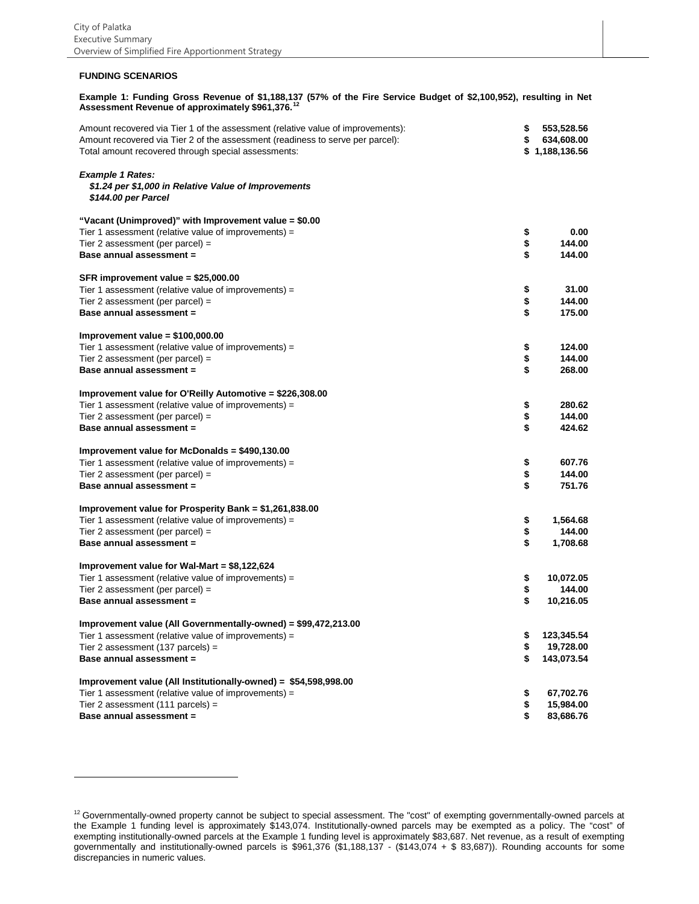**FUNDING SCENARIOS**

**Example 1: Funding Gross Revenue of $1,188,137 (57% of the Fire Service Budget of $2,100,952), resulting in Net Assessment Revenue of approximately $961,376.**[12]

| | |
|---|---|
| Amount recovered via Tier 1 of the assessment (relative value of improvements): | $ 553,528.56 |
| Amount recovered via Tier 2 of the assessment (readiness to serve per parcel): | $ 634,608.00 |
| Total amount recovered through special assessments: | $ 1,188,136.56 |

***Example 1 Rates:***
***$1.24 per $1,000 in Relative Value of Improvements***
***$144.00 per Parcel***

| | |
|---|---|
| **"Vacant (Unimproved)" with Improvement value = $0.00** | |
| Tier 1 assessment (relative value of improvements) = | $ 0.00 |
| Tier 2 assessment (per parcel) = | $ 144.00 |
| **Base annual assessment =** | **$ 144.00** |
| **SFR improvement value = $25,000.00** | |
| Tier 1 assessment (relative value of improvements) = | $ 31.00 |
| Tier 2 assessment (per parcel) = | $ 144.00 |
| **Base annual assessment =** | **$ 175.00** |
| **Improvement value = $100,000.00** | |
| Tier 1 assessment (relative value of improvements) = | $ 124.00 |
| Tier 2 assessment (per parcel) = | $ 144.00 |
| **Base annual assessment =** | **$ 268.00** |
| **Improvement value for O'Reilly Automotive = $226,308.00** | |
| Tier 1 assessment (relative value of improvements) = | $ 280.62 |
| Tier 2 assessment (per parcel) = | $ 144.00 |
| **Base annual assessment =** | **$ 424.62** |
| **Improvement value for McDonalds = $490,130.00** | |
| Tier 1 assessment (relative value of improvements) = | $ 607.76 |
| Tier 2 assessment (per parcel) = | $ 144.00 |
| **Base annual assessment =** | **$ 751.76** |
| **Improvement value for Prosperity Bank = $1,261,838.00** | |
| Tier 1 assessment (relative value of improvements) = | $ 1,564.68 |
| Tier 2 assessment (per parcel) = | $ 144.00 |
| **Base annual assessment =** | **$ 1,708.68** |
| **Improvement value for Wal-Mart = $8,122,624** | |
| Tier 1 assessment (relative value of improvements) = | $ 10,072.05 |
| Tier 2 assessment (per parcel) = | $ 144.00 |
| **Base annual assessment =** | **$ 10,216.05** |
| **Improvement value (All Governmentally-owned) = $99,472,213.00** | |
| Tier 1 assessment (relative value of improvements) = | $ 123,345.54 |
| Tier 2 assessment (137 parcels) = | $ 19,728.00 |
| **Base annual assessment =** | **$ 143,073.54** |
| **Improvement value (All Institutionally-owned) = $54,598,998.00** | |
| Tier 1 assessment (relative value of improvements) = | $ 67,702.76 |
| Tier 2 assessment (111 parcels) = | $ 15,984.00 |
| **Base annual assessment =** | **$ 83,686.76** |

[12] Governmentally-owned property cannot be subject to special assessment. The "cost" of exempting governmentally-owned parcels at the Example 1 funding level is approximately $143,074. Institutionally-owned parcels may be exempted as a policy. The "cost" of exempting institutionally-owned parcels at the Example 1 funding level is approximately $83,687. Net revenue, as a result of exempting governmentally and institutionally-owned parcels is $961,376 ($1,188,137 - ($143,074 + $ 83,687)). Rounding accounts for some discrepancies in numeric values.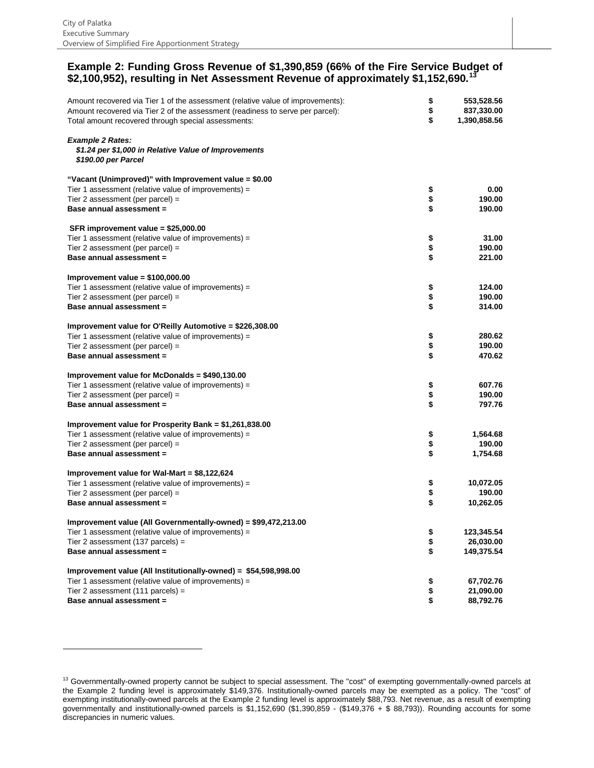## Example 2: Funding Gross Revenue of $1,390,859 (66% of the Fire Service Budget of $2,100,952), resulting in Net Assessment Revenue of approximately $1,152,690.[13]

| | | |
|---|---|---|
| Amount recovered via Tier 1 of the assessment (relative value of improvements): | $ | 553,528.56 |
| Amount recovered via Tier 2 of the assessment (readiness to serve per parcel): | $ | 837,330.00 |
| Total amount recovered through special assessments: | $ | 1,390,858.56 |

***Example 2 Rates:***
***$1.24 per $1,000 in Relative Value of Improvements***
***$190.00 per Parcel***

| | | |
|---|---|---|
| **"Vacant (Unimproved)" with Improvement value = $0.00** | | |
| Tier 1 assessment (relative value of improvements) = | $ | 0.00 |
| Tier 2 assessment (per parcel) = | $ | 190.00 |
| **Base annual assessment =** | $ | 190.00 |
| **SFR improvement value = $25,000.00** | | |
| Tier 1 assessment (relative value of improvements) = | $ | 31.00 |
| Tier 2 assessment (per parcel) = | $ | 190.00 |
| **Base annual assessment =** | $ | 221.00 |
| **Improvement value = $100,000.00** | | |
| Tier 1 assessment (relative value of improvements) = | $ | 124.00 |
| Tier 2 assessment (per parcel) = | $ | 190.00 |
| **Base annual assessment =** | $ | 314.00 |
| **Improvement value for O'Reilly Automotive = $226,308.00** | | |
| Tier 1 assessment (relative value of improvements) = | $ | 280.62 |
| Tier 2 assessment (per parcel) = | $ | 190.00 |
| **Base annual assessment =** | $ | 470.62 |
| **Improvement value for McDonalds = $490,130.00** | | |
| Tier 1 assessment (relative value of improvements) = | $ | 607.76 |
| Tier 2 assessment (per parcel) = | $ | 190.00 |
| **Base annual assessment =** | $ | 797.76 |
| **Improvement value for Prosperity Bank = $1,261,838.00** | | |
| Tier 1 assessment (relative value of improvements) = | $ | 1,564.68 |
| Tier 2 assessment (per parcel) = | $ | 190.00 |
| **Base annual assessment =** | $ | 1,754.68 |
| **Improvement value for Wal-Mart = $8,122,624** | | |
| Tier 1 assessment (relative value of improvements) = | $ | 10,072.05 |
| Tier 2 assessment (per parcel) = | $ | 190.00 |
| **Base annual assessment =** | $ | 10,262.05 |
| **Improvement value (All Governmentally-owned) = $99,472,213.00** | | |
| Tier 1 assessment (relative value of improvements) = | $ | 123,345.54 |
| Tier 2 assessment (137 parcels) = | $ | 26,030.00 |
| **Base annual assessment =** | $ | 149,375.54 |
| **Improvement value (All Institutionally-owned) = $54,598,998.00** | | |
| Tier 1 assessment (relative value of improvements) = | $ | 67,702.76 |
| Tier 2 assessment (111 parcels) = | $ | 21,090.00 |
| **Base annual assessment =** | $ | 88,792.76 |

[13] Governmentally-owned property cannot be subject to special assessment. The "cost" of exempting governmentally-owned parcels at the Example 2 funding level is approximately $149,376. Institutionally-owned parcels may be exempted as a policy. The "cost" of exempting institutionally-owned parcels at the Example 2 funding level is approximately $88,793. Net revenue, as a result of exempting governmentally and institutionally-owned parcels is $1,152,690 ($1,390,859 - ($149,376 + $ 88,793)). Rounding accounts for some discrepancies in numeric values.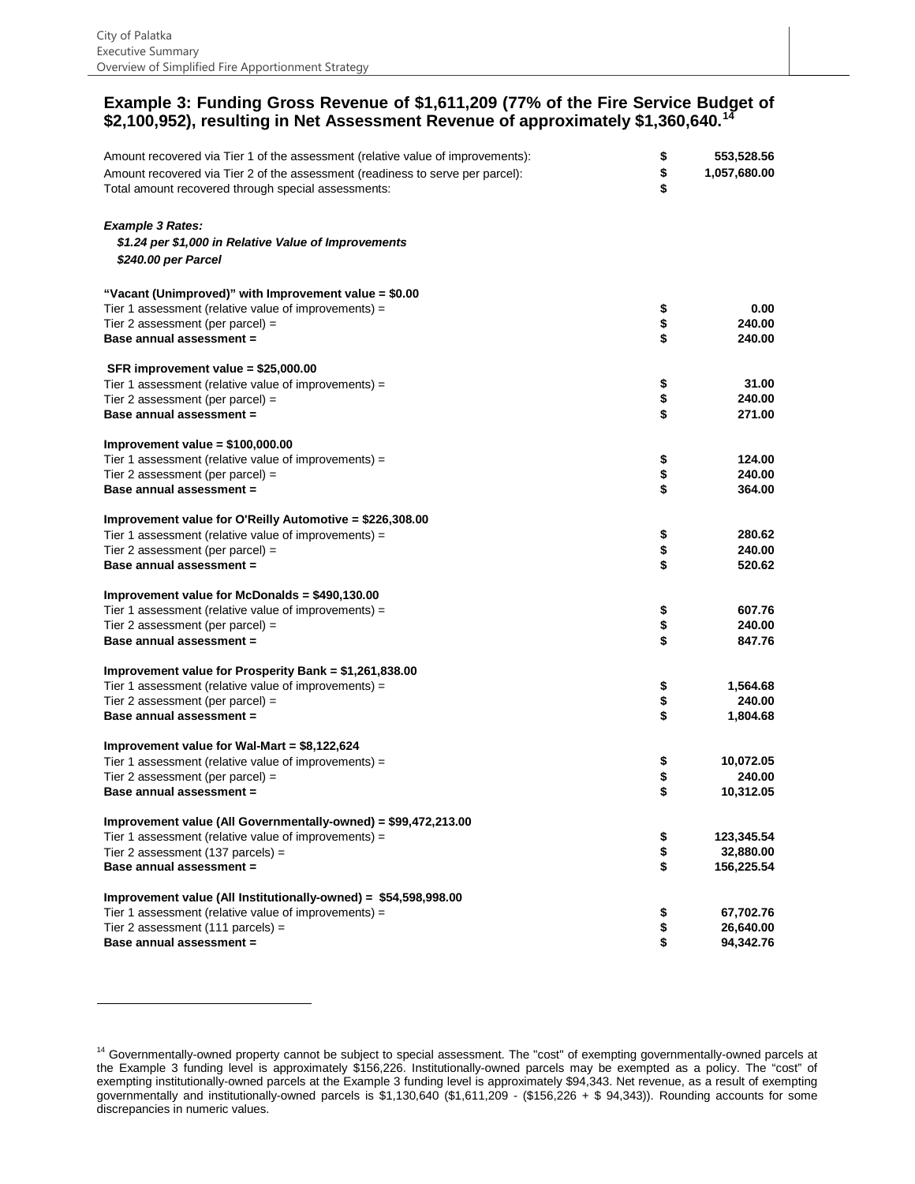### Example 3: Funding Gross Revenue of \$1,611,209 (77% of the Fire Service Budget of \$2,100,952), resulting in Net Assessment Revenue of approximately \$1,360,640.[14]

| | | |
|---|---|---|
| Amount recovered via Tier 1 of the assessment (relative value of improvements): | $ | 553,528.56 |
| Amount recovered via Tier 2 of the assessment (readiness to serve per parcel): | $ | 1,057,680.00 |
| Total amount recovered through special assessments: | $ | |

***Example 3 Rates:***

***\$1.24 per \$1,000 in Relative Value of Improvements***

***\$240.00 per Parcel***

| | | |
|---|---|---|
| **"Vacant (Unimproved)" with Improvement value = \$0.00** | | |
| Tier 1 assessment (relative value of improvements) = | $ | 0.00 |
| Tier 2 assessment (per parcel) = | $ | 240.00 |
| **Base annual assessment =** | **$** | **240.00** |
| **SFR improvement value = \$25,000.00** | | |
| Tier 1 assessment (relative value of improvements) = | $ | 31.00 |
| Tier 2 assessment (per parcel) = | $ | 240.00 |
| **Base annual assessment =** | **$** | **271.00** |
| **Improvement value = \$100,000.00** | | |
| Tier 1 assessment (relative value of improvements) = | $ | 124.00 |
| Tier 2 assessment (per parcel) = | $ | 240.00 |
| **Base annual assessment =** | **$** | **364.00** |
| **Improvement value for O'Reilly Automotive = \$226,308.00** | | |
| Tier 1 assessment (relative value of improvements) = | $ | 280.62 |
| Tier 2 assessment (per parcel) = | $ | 240.00 |
| **Base annual assessment =** | **$** | **520.62** |
| **Improvement value for McDonalds = \$490,130.00** | | |
| Tier 1 assessment (relative value of improvements) = | $ | 607.76 |
| Tier 2 assessment (per parcel) = | $ | 240.00 |
| **Base annual assessment =** | **$** | **847.76** |
| **Improvement value for Prosperity Bank = \$1,261,838.00** | | |
| Tier 1 assessment (relative value of improvements) = | $ | 1,564.68 |
| Tier 2 assessment (per parcel) = | $ | 240.00 |
| **Base annual assessment =** | **$** | **1,804.68** |
| **Improvement value for Wal-Mart = \$8,122,624** | | |
| Tier 1 assessment (relative value of improvements) = | $ | 10,072.05 |
| Tier 2 assessment (per parcel) = | $ | 240.00 |
| **Base annual assessment =** | **$** | **10,312.05** |
| **Improvement value (All Governmentally-owned) = \$99,472,213.00** | | |
| Tier 1 assessment (relative value of improvements) = | $ | 123,345.54 |
| Tier 2 assessment (137 parcels) = | $ | 32,880.00 |
| **Base annual assessment =** | **$** | **156,225.54** |
| **Improvement value (All Institutionally-owned) = \$54,598,998.00** | | |
| Tier 1 assessment (relative value of improvements) = | $ | 67,702.76 |
| Tier 2 assessment (111 parcels) = | $ | 26,640.00 |
| **Base annual assessment =** | **$** | **94,342.76** |

[14] Governmentally-owned property cannot be subject to special assessment. The "cost" of exempting governmentally-owned parcels at the Example 3 funding level is approximately \$156,226. Institutionally-owned parcels may be exempted as a policy. The "cost" of exempting institutionally-owned parcels at the Example 3 funding level is approximately \$94,343. Net revenue, as a result of exempting governmentally and institutionally-owned parcels is \$1,130,640 (\$1,611,209 - (\$156,226 + \$ 94,343)). Rounding accounts for some discrepancies in numeric values.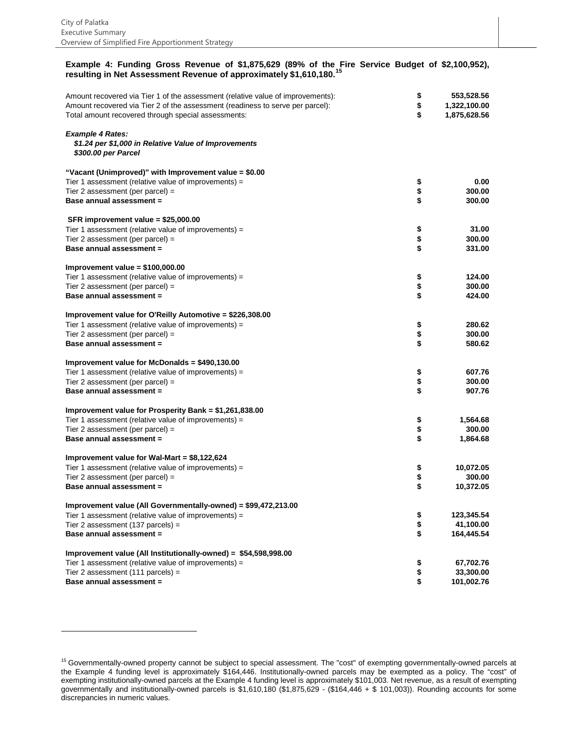**Example 4: Funding Gross Revenue of $1,875,629 (89% of the Fire Service Budget of $2,100,952), resulting in Net Assessment Revenue of approximately $1,610,180.**[15]

| | | |
|---|---|---|
| Amount recovered via Tier 1 of the assessment (relative value of improvements): | $ | 553,528.56 |
| Amount recovered via Tier 2 of the assessment (readiness to serve per parcel): | $ | 1,322,100.00 |
| Total amount recovered through special assessments: | $ | 1,875,628.56 |

***Example 4 Rates:***
***$1.24 per $1,000 in Relative Value of Improvements***
***$300.00 per Parcel***

| | | |
|---|---|---|
| **"Vacant (Unimproved)" with Improvement value = $0.00** | | |
| Tier 1 assessment (relative value of improvements) = | $ | 0.00 |
| Tier 2 assessment (per parcel) = | $ | 300.00 |
| **Base annual assessment =** | $ | 300.00 |
| **SFR improvement value = $25,000.00** | | |
| Tier 1 assessment (relative value of improvements) = | $ | 31.00 |
| Tier 2 assessment (per parcel) = | $ | 300.00 |
| **Base annual assessment =** | $ | 331.00 |
| **Improvement value = $100,000.00** | | |
| Tier 1 assessment (relative value of improvements) = | $ | 124.00 |
| Tier 2 assessment (per parcel) = | $ | 300.00 |
| **Base annual assessment =** | $ | 424.00 |
| **Improvement value for O'Reilly Automotive = $226,308.00** | | |
| Tier 1 assessment (relative value of improvements) = | $ | 280.62 |
| Tier 2 assessment (per parcel) = | $ | 300.00 |
| **Base annual assessment =** | $ | 580.62 |
| **Improvement value for McDonalds = $490,130.00** | | |
| Tier 1 assessment (relative value of improvements) = | $ | 607.76 |
| Tier 2 assessment (per parcel) = | $ | 300.00 |
| **Base annual assessment =** | $ | 907.76 |
| **Improvement value for Prosperity Bank = $1,261,838.00** | | |
| Tier 1 assessment (relative value of improvements) = | $ | 1,564.68 |
| Tier 2 assessment (per parcel) = | $ | 300.00 |
| **Base annual assessment =** | $ | 1,864.68 |
| **Improvement value for Wal-Mart = $8,122,624** | | |
| Tier 1 assessment (relative value of improvements) = | $ | 10,072.05 |
| Tier 2 assessment (per parcel) = | $ | 300.00 |
| **Base annual assessment =** | $ | 10,372.05 |
| **Improvement value (All Governmentally-owned) = $99,472,213.00** | | |
| Tier 1 assessment (relative value of improvements) = | $ | 123,345.54 |
| Tier 2 assessment (137 parcels) = | $ | 41,100.00 |
| **Base annual assessment =** | $ | 164,445.54 |
| **Improvement value (All Institutionally-owned) = $54,598,998.00** | | |
| Tier 1 assessment (relative value of improvements) = | $ | 67,702.76 |
| Tier 2 assessment (111 parcels) = | $ | 33,300.00 |
| **Base annual assessment =** | $ | 101,002.76 |

[15] Governmentally-owned property cannot be subject to special assessment. The "cost" of exempting governmentally-owned parcels at the Example 4 funding level is approximately $164,446. Institutionally-owned parcels may be exempted as a policy. The "cost" of exempting institutionally-owned parcels at the Example 4 funding level is approximately $101,003. Net revenue, as a result of exempting governmentally and institutionally-owned parcels is $1,610,180 ($1,875,629 - ($164,446 + $ 101,003)). Rounding accounts for some discrepancies in numeric values.